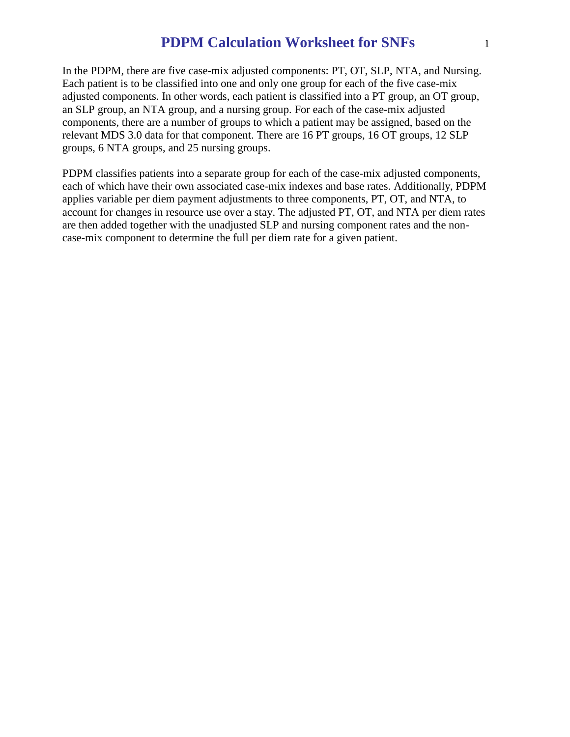# PDPM Calculation Worksheet for SNFs

In the PDPM, there are five case-mix adjusted components: PT, OT, SLP, NTA, and Nursing. Each patient is to be classified into one and only one group for each of the five case-mix adjusted components. In other words, each patient is classified into a PT group, an OT group, an SLP group, an NTA group, and a nursing group. For each of the case-mix adjusted components, there are a number of groups to which a patient may be assigned, based on the relevant MDS 3.0 data for that component. There are 16 PT groups, 16 OT groups, 12 SLP groups, 6 NTA groups, and 25 nursing groups.

PDPM classifies patients into a separate group for each of the case-mix adjusted components, each of which have their own associated case-mix indexes and base rates. Additionally, PDPM applies variable per diem payment adjustments to three components, PT, OT, and NTA, to account for changes in resource use over a stay. The adjusted PT, OT, and NTA per diem rates are then added together with the unadjusted SLP and nursing component rates and the non-case-mix component to determine the full per diem rate for a given patient.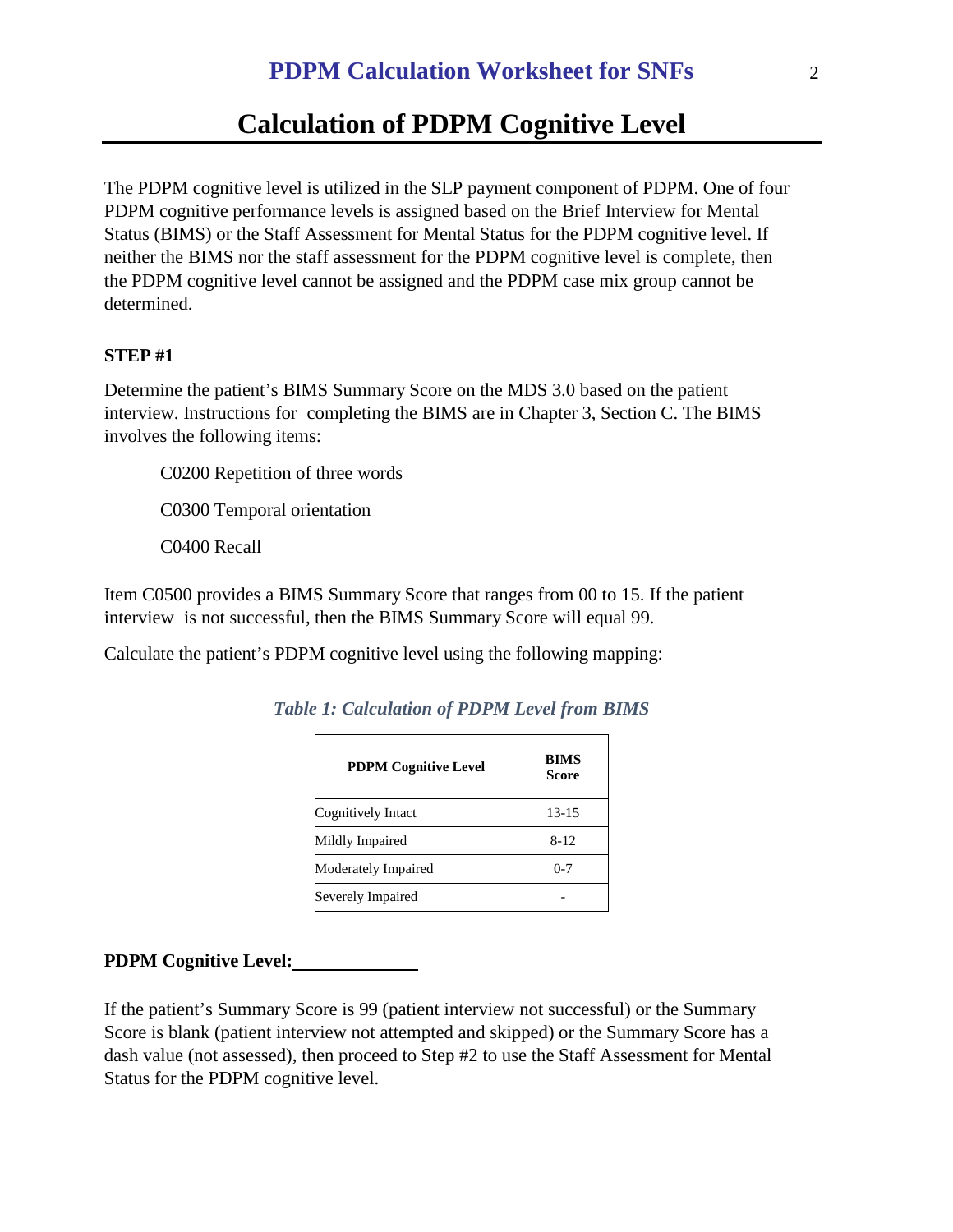# Calculation of PDPM Cognitive Level

The PDPM cognitive level is utilized in the SLP payment component of PDPM. One of four PDPM cognitive performance levels is assigned based on the Brief Interview for Mental Status (BIMS) or the Staff Assessment for Mental Status for the PDPM cognitive level. If neither the BIMS nor the staff assessment for the PDPM cognitive level is complete, then the PDPM cognitive level cannot be assigned and the PDPM case mix group cannot be determined.

**STEP #1**

Determine the patient's BIMS Summary Score on the MDS 3.0 based on the patient interview. Instructions for completing the BIMS are in Chapter 3, Section C. The BIMS involves the following items:

C0200 Repetition of three words

C0300 Temporal orientation

C0400 Recall

Item C0500 provides a BIMS Summary Score that ranges from 00 to 15. If the patient interview is not successful, then the BIMS Summary Score will equal 99.

Calculate the patient's PDPM cognitive level using the following mapping:

*Table 1: Calculation of PDPM Level from BIMS*

| PDPM Cognitive Level | BIMS Score |
|---|---|
| Cognitively Intact | 13-15 |
| Mildly Impaired | 8-12 |
| Moderately Impaired | 0-7 |
| Severely Impaired | - |

**PDPM Cognitive Level:**\_\_\_\_\_\_\_\_\_\_\_\_\_

If the patient's Summary Score is 99 (patient interview not successful) or the Summary Score is blank (patient interview not attempted and skipped) or the Summary Score has a dash value (not assessed), then proceed to Step #2 to use the Staff Assessment for Mental Status for the PDPM cognitive level.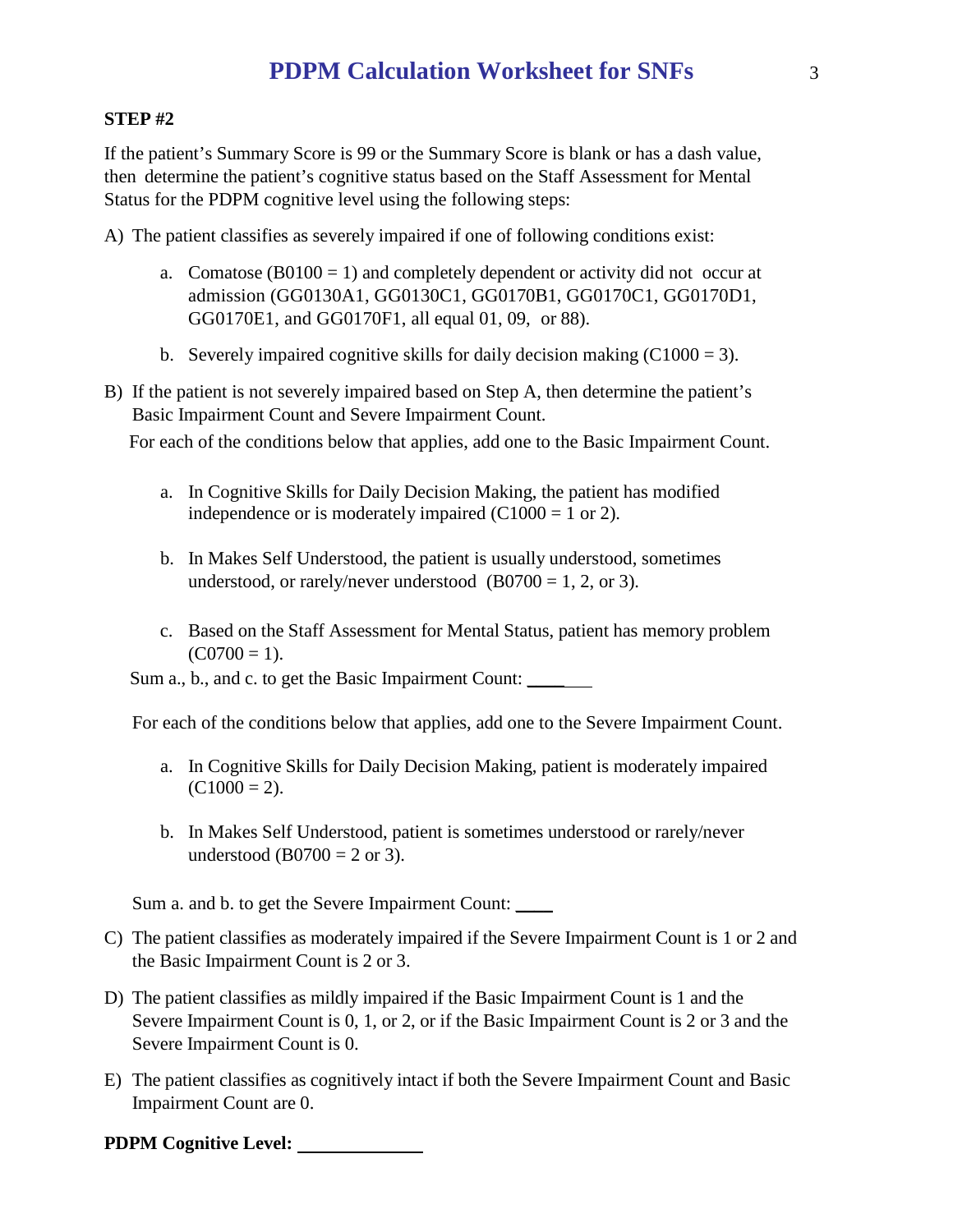## PDPM Calculation Worksheet for SNFs

**STEP #2**

If the patient's Summary Score is 99 or the Summary Score is blank or has a dash value, then determine the patient's cognitive status based on the Staff Assessment for Mental Status for the PDPM cognitive level using the following steps:

A) The patient classifies as severely impaired if one of following conditions exist:

   a. Comatose (B0100 = 1) and completely dependent or activity did not occur at admission (GG0130A1, GG0130C1, GG0170B1, GG0170C1, GG0170D1, GG0170E1, and GG0170F1, all equal 01, 09, or 88).

   b. Severely impaired cognitive skills for daily decision making (C1000 = 3).

B) If the patient is not severely impaired based on Step A, then determine the patient's Basic Impairment Count and Severe Impairment Count.

   For each of the conditions below that applies, add one to the Basic Impairment Count.

   a. In Cognitive Skills for Daily Decision Making, the patient has modified independence or is moderately impaired (C1000 = 1 or 2).

   b. In Makes Self Understood, the patient is usually understood, sometimes understood, or rarely/never understood (B0700 = 1, 2, or 3).

   c. Based on the Staff Assessment for Mental Status, patient has memory problem (C0700 = 1).

   Sum a., b., and c. to get the Basic Impairment Count: _______

   For each of the conditions below that applies, add one to the Severe Impairment Count.

   a. In Cognitive Skills for Daily Decision Making, patient is moderately impaired (C1000 = 2).

   b. In Makes Self Understood, patient is sometimes understood or rarely/never understood (B0700 = 2 or 3).

   Sum a. and b. to get the Severe Impairment Count: ____

C) The patient classifies as moderately impaired if the Severe Impairment Count is 1 or 2 and the Basic Impairment Count is 2 or 3.

D) The patient classifies as mildly impaired if the Basic Impairment Count is 1 and the Severe Impairment Count is 0, 1, or 2, or if the Basic Impairment Count is 2 or 3 and the Severe Impairment Count is 0.

E) The patient classifies as cognitively intact if both the Severe Impairment Count and Basic Impairment Count are 0.

**PDPM Cognitive Level:** _____________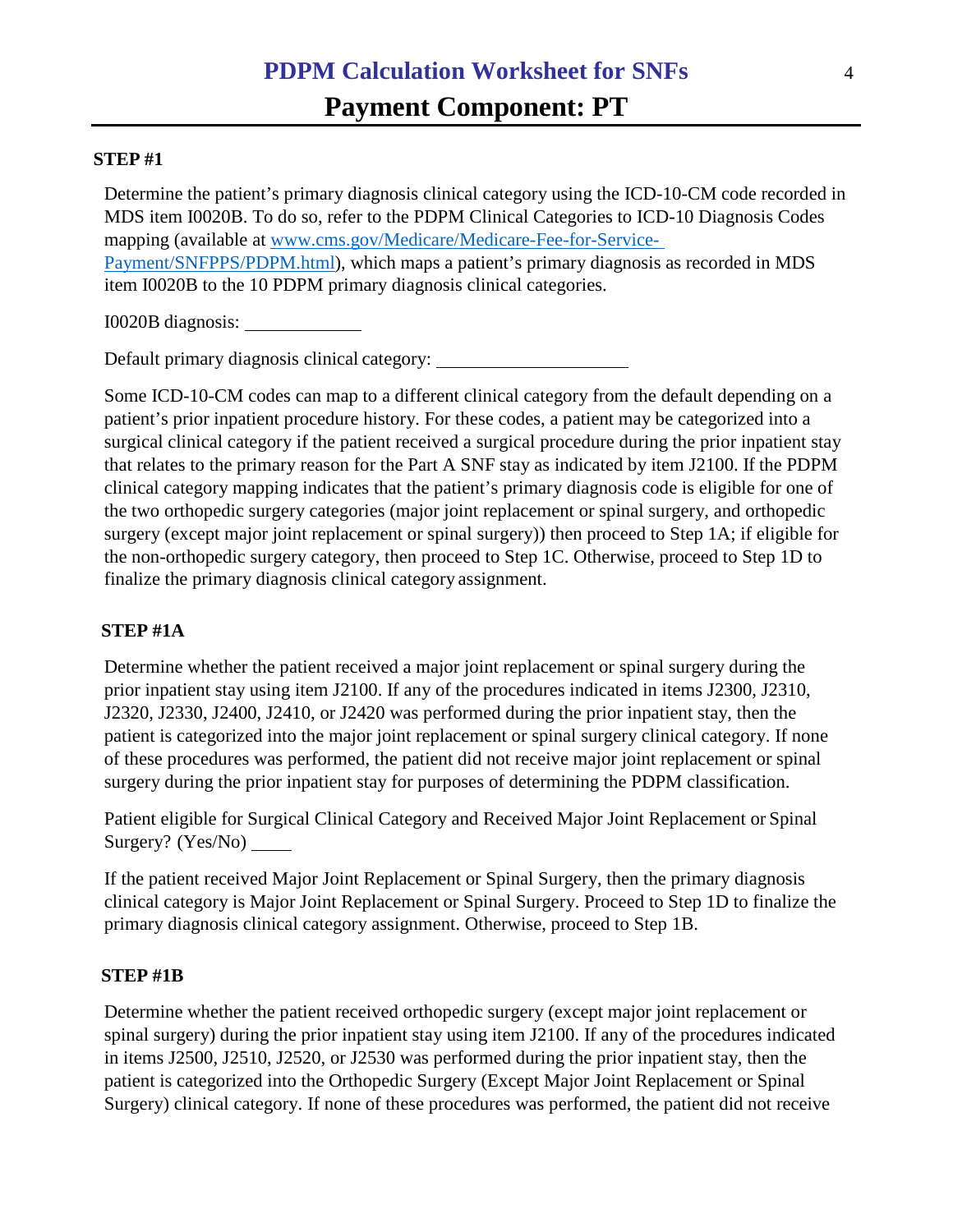# PDPM Calculation Worksheet for SNFs

## Payment Component: PT

**STEP #1**

Determine the patient's primary diagnosis clinical category using the ICD-10-CM code recorded in MDS item I0020B. To do so, refer to the PDPM Clinical Categories to ICD-10 Diagnosis Codes mapping (available at [www.cms.gov/Medicare/Medicare-Fee-for-Service-Payment/SNFPPS/PDPM.html](http://www.cms.gov/Medicare/Medicare-Fee-for-Service-Payment/SNFPPS/PDPM.html)), which maps a patient's primary diagnosis as recorded in MDS item I0020B to the 10 PDPM primary diagnosis clinical categories.

I0020B diagnosis: ____________

Default primary diagnosis clinical category: ____________________

Some ICD-10-CM codes can map to a different clinical category from the default depending on a patient's prior inpatient procedure history. For these codes, a patient may be categorized into a surgical clinical category if the patient received a surgical procedure during the prior inpatient stay that relates to the primary reason for the Part A SNF stay as indicated by item J2100. If the PDPM clinical category mapping indicates that the patient's primary diagnosis code is eligible for one of the two orthopedic surgery categories (major joint replacement or spinal surgery, and orthopedic surgery (except major joint replacement or spinal surgery)) then proceed to Step 1A; if eligible for the non-orthopedic surgery category, then proceed to Step 1C. Otherwise, proceed to Step 1D to finalize the primary diagnosis clinical category assignment.

**STEP #1A**

Determine whether the patient received a major joint replacement or spinal surgery during the prior inpatient stay using item J2100. If any of the procedures indicated in items J2300, J2310, J2320, J2330, J2400, J2410, or J2420 was performed during the prior inpatient stay, then the patient is categorized into the major joint replacement or spinal surgery clinical category. If none of these procedures was performed, the patient did not receive major joint replacement or spinal surgery during the prior inpatient stay for purposes of determining the PDPM classification.

Patient eligible for Surgical Clinical Category and Received Major Joint Replacement or Spinal Surgery? (Yes/No) ____

If the patient received Major Joint Replacement or Spinal Surgery, then the primary diagnosis clinical category is Major Joint Replacement or Spinal Surgery. Proceed to Step 1D to finalize the primary diagnosis clinical category assignment. Otherwise, proceed to Step 1B.

**STEP #1B**

Determine whether the patient received orthopedic surgery (except major joint replacement or spinal surgery) during the prior inpatient stay using item J2100. If any of the procedures indicated in items J2500, J2510, J2520, or J2530 was performed during the prior inpatient stay, then the patient is categorized into the Orthopedic Surgery (Except Major Joint Replacement or Spinal Surgery) clinical category. If none of these procedures was performed, the patient did not receive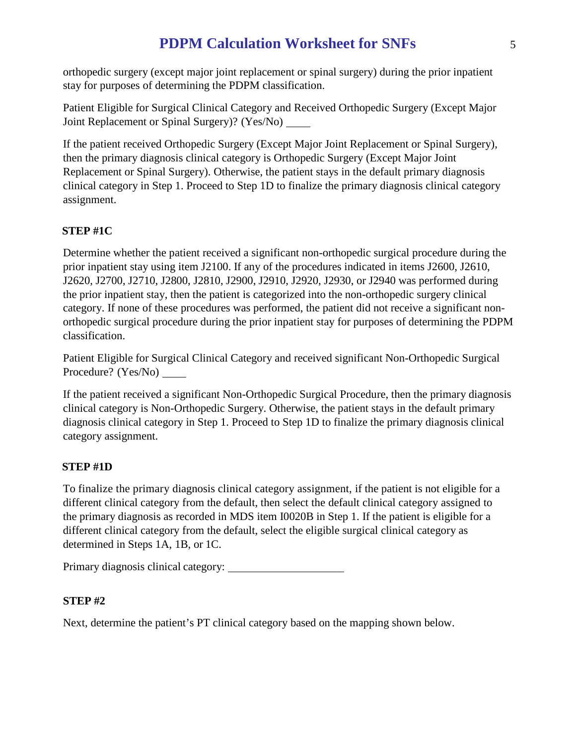orthopedic surgery (except major joint replacement or spinal surgery) during the prior inpatient stay for purposes of determining the PDPM classification.

Patient Eligible for Surgical Clinical Category and Received Orthopedic Surgery (Except Major Joint Replacement or Spinal Surgery)? (Yes/No) ____

If the patient received Orthopedic Surgery (Except Major Joint Replacement or Spinal Surgery), then the primary diagnosis clinical category is Orthopedic Surgery (Except Major Joint Replacement or Spinal Surgery). Otherwise, the patient stays in the default primary diagnosis clinical category in Step 1. Proceed to Step 1D to finalize the primary diagnosis clinical category assignment.

**STEP #1C**

Determine whether the patient received a significant non-orthopedic surgical procedure during the prior inpatient stay using item J2100. If any of the procedures indicated in items J2600, J2610, J2620, J2700, J2710, J2800, J2810, J2900, J2910, J2920, J2930, or J2940 was performed during the prior inpatient stay, then the patient is categorized into the non-orthopedic surgery clinical category. If none of these procedures was performed, the patient did not receive a significant non-orthopedic surgical procedure during the prior inpatient stay for purposes of determining the PDPM classification.

Patient Eligible for Surgical Clinical Category and received significant Non-Orthopedic Surgical Procedure? (Yes/No) ____

If the patient received a significant Non-Orthopedic Surgical Procedure, then the primary diagnosis clinical category is Non-Orthopedic Surgery. Otherwise, the patient stays in the default primary diagnosis clinical category in Step 1. Proceed to Step 1D to finalize the primary diagnosis clinical category assignment.

**STEP #1D**

To finalize the primary diagnosis clinical category assignment, if the patient is not eligible for a different clinical category from the default, then select the default clinical category assigned to the primary diagnosis as recorded in MDS item I0020B in Step 1. If the patient is eligible for a different clinical category from the default, select the eligible surgical clinical category as determined in Steps 1A, 1B, or 1C.

Primary diagnosis clinical category: ____________________

**STEP #2**

Next, determine the patient's PT clinical category based on the mapping shown below.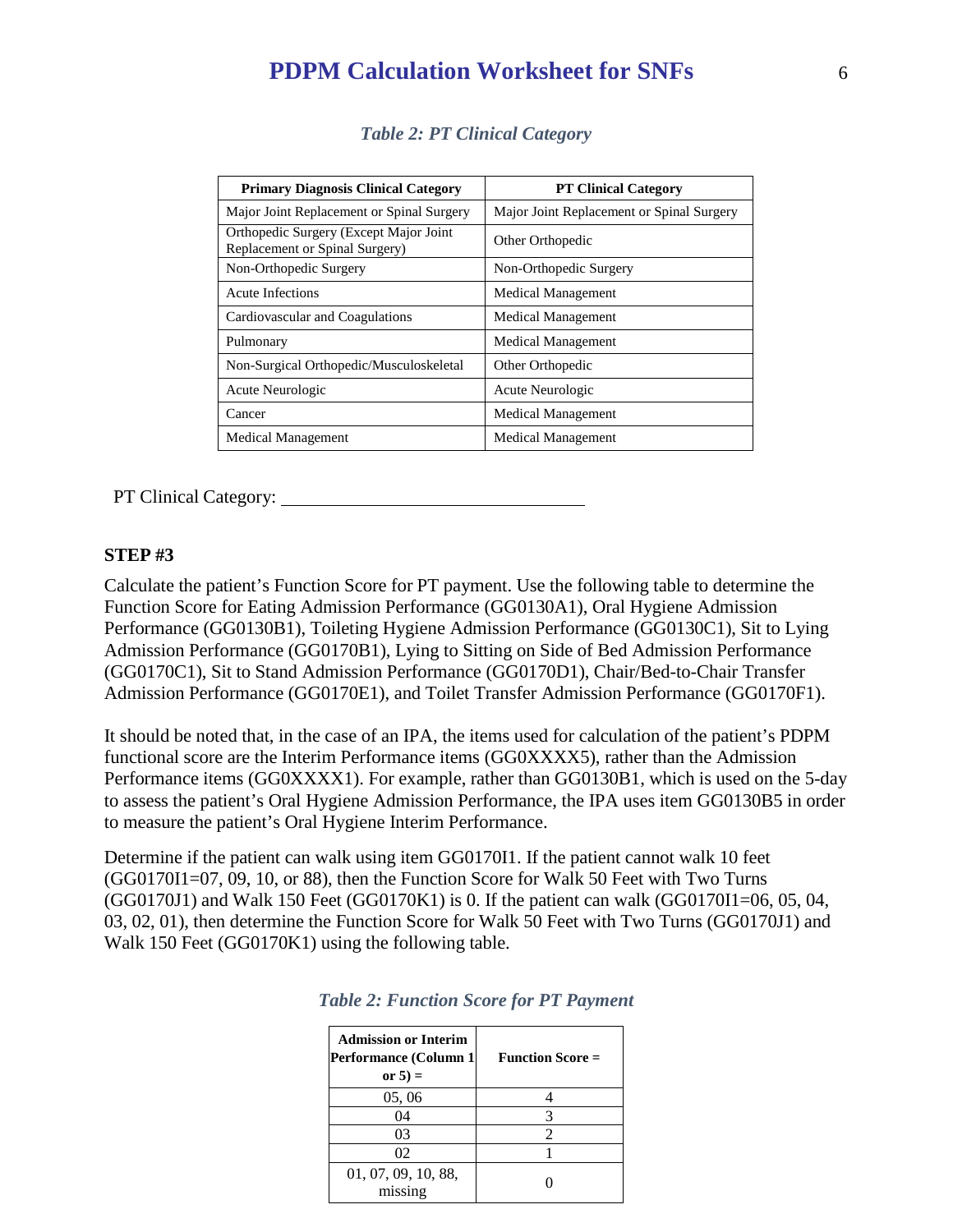*Table 2: PT Clinical Category*

| Primary Diagnosis Clinical Category | PT Clinical Category |
|---|---|
| Major Joint Replacement or Spinal Surgery | Major Joint Replacement or Spinal Surgery |
| Orthopedic Surgery (Except Major Joint Replacement or Spinal Surgery) | Other Orthopedic |
| Non-Orthopedic Surgery | Non-Orthopedic Surgery |
| Acute Infections | Medical Management |
| Cardiovascular and Coagulations | Medical Management |
| Pulmonary | Medical Management |
| Non-Surgical Orthopedic/Musculoskeletal | Other Orthopedic |
| Acute Neurologic | Acute Neurologic |
| Cancer | Medical Management |
| Medical Management | Medical Management |

PT Clinical Category: ________________________________

**STEP #3**

Calculate the patient's Function Score for PT payment. Use the following table to determine the Function Score for Eating Admission Performance (GG0130A1), Oral Hygiene Admission Performance (GG0130B1), Toileting Hygiene Admission Performance (GG0130C1), Sit to Lying Admission Performance (GG0170B1), Lying to Sitting on Side of Bed Admission Performance (GG0170C1), Sit to Stand Admission Performance (GG0170D1), Chair/Bed-to-Chair Transfer Admission Performance (GG0170E1), and Toilet Transfer Admission Performance (GG0170F1).

It should be noted that, in the case of an IPA, the items used for calculation of the patient's PDPM functional score are the Interim Performance items (GG0XXXX5), rather than the Admission Performance items (GG0XXXX1). For example, rather than GG0130B1, which is used on the 5-day to assess the patient's Oral Hygiene Admission Performance, the IPA uses item GG0130B5 in order to measure the patient's Oral Hygiene Interim Performance.

Determine if the patient can walk using item GG0170I1. If the patient cannot walk 10 feet (GG0170I1=07, 09, 10, or 88), then the Function Score for Walk 50 Feet with Two Turns (GG0170J1) and Walk 150 Feet (GG0170K1) is 0. If the patient can walk (GG0170I1=06, 05, 04, 03, 02, 01), then determine the Function Score for Walk 50 Feet with Two Turns (GG0170J1) and Walk 150 Feet (GG0170K1) using the following table.

*Table 2: Function Score for PT Payment*

| Admission or Interim Performance (Column 1 or 5) = | Function Score = |
|---|---|
| 05, 06 | 4 |
| 04 | 3 |
| 03 | 2 |
| 02 | 1 |
| 01, 07, 09, 10, 88, missing | 0 |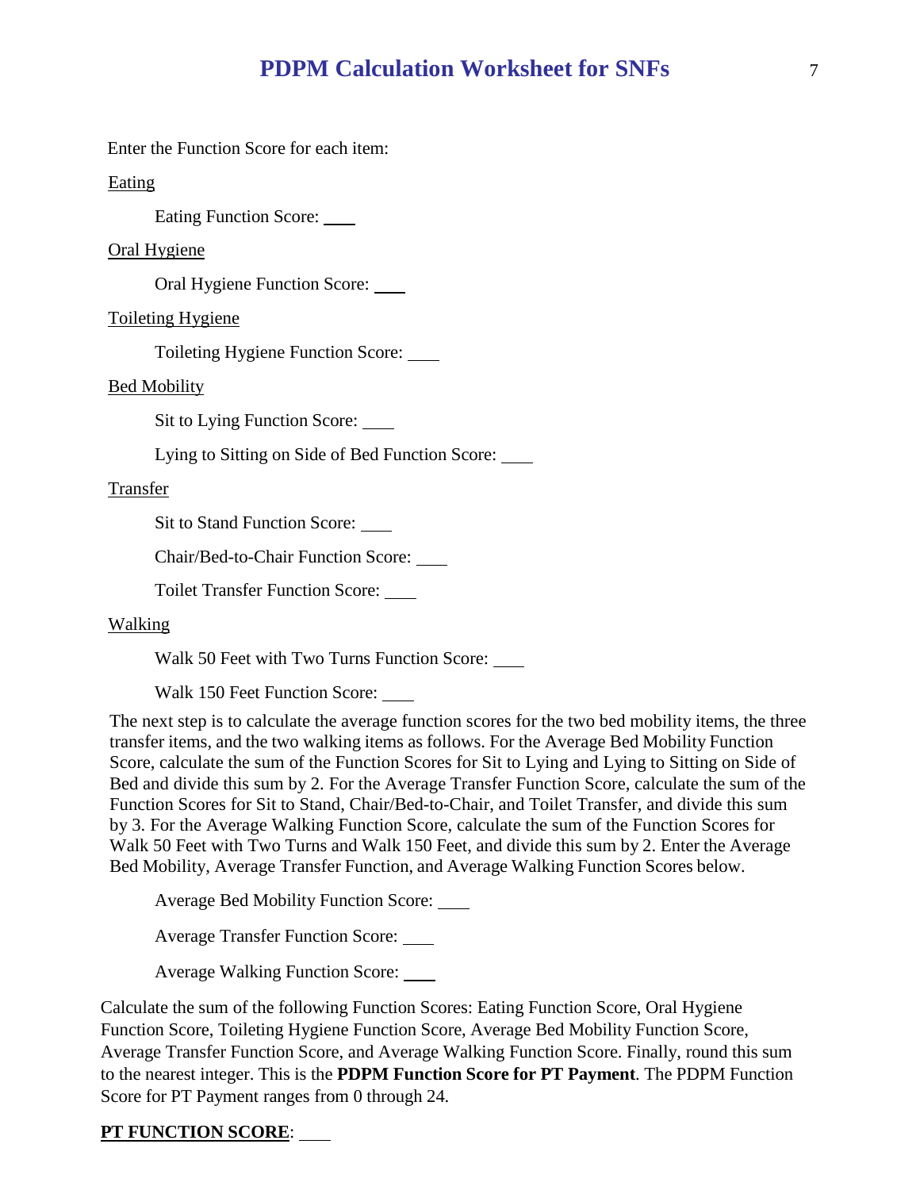Enter the Function Score for each item:

Eating

Eating Function Score: ____

Oral Hygiene

Oral Hygiene Function Score: ____

Toileting Hygiene

Toileting Hygiene Function Score: ____

Bed Mobility

Sit to Lying Function Score: ____

Lying to Sitting on Side of Bed Function Score: ____

Transfer

Sit to Stand Function Score: ____

Chair/Bed-to-Chair Function Score: ____

Toilet Transfer Function Score: ____

Walking

Walk 50 Feet with Two Turns Function Score: ____

Walk 150 Feet Function Score: ____

The next step is to calculate the average function scores for the two bed mobility items, the three transfer items, and the two walking items as follows. For the Average Bed Mobility Function Score, calculate the sum of the Function Scores for Sit to Lying and Lying to Sitting on Side of Bed and divide this sum by 2. For the Average Transfer Function Score, calculate the sum of the Function Scores for Sit to Stand, Chair/Bed-to-Chair, and Toilet Transfer, and divide this sum by 3. For the Average Walking Function Score, calculate the sum of the Function Scores for Walk 50 Feet with Two Turns and Walk 150 Feet, and divide this sum by 2. Enter the Average Bed Mobility, Average Transfer Function, and Average Walking Function Scores below.

Average Bed Mobility Function Score: ____

Average Transfer Function Score: ____

Average Walking Function Score: ____

Calculate the sum of the following Function Scores: Eating Function Score, Oral Hygiene Function Score, Toileting Hygiene Function Score, Average Bed Mobility Function Score, Average Transfer Function Score, and Average Walking Function Score. Finally, round this sum to the nearest integer. This is the **PDPM Function Score for PT Payment**. The PDPM Function Score for PT Payment ranges from 0 through 24.

**PT FUNCTION SCORE**: ____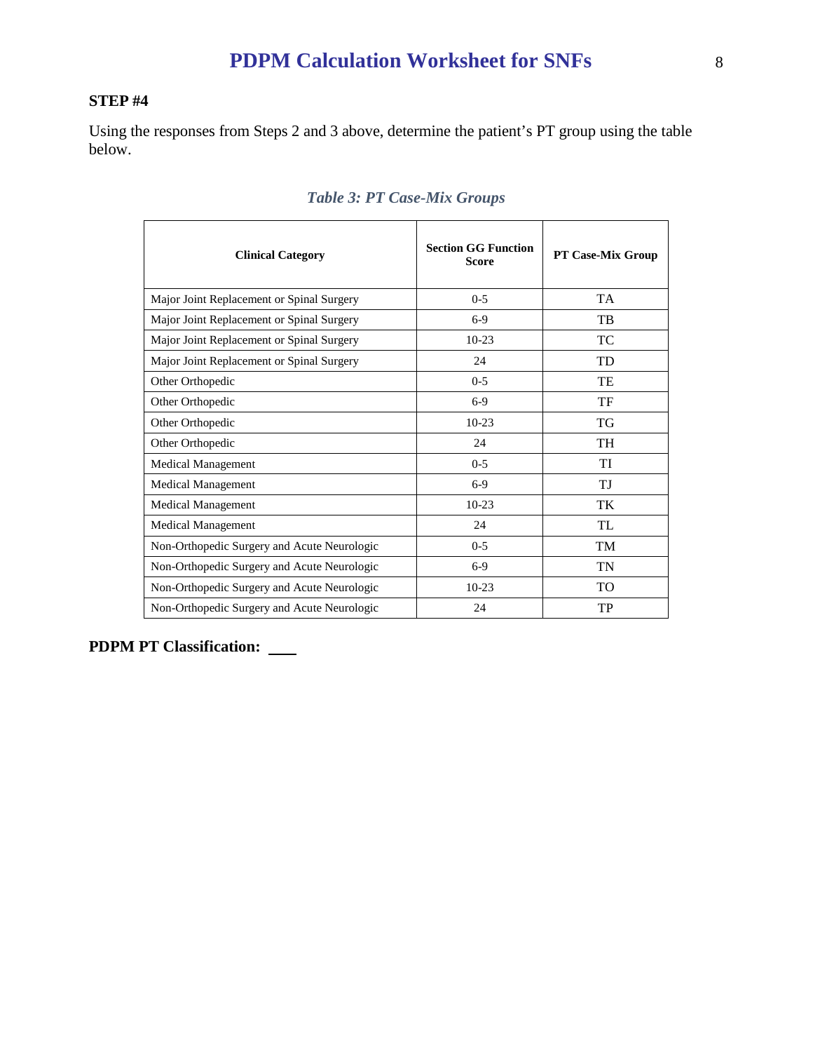**STEP #4**

Using the responses from Steps 2 and 3 above, determine the patient's PT group using the table below.

*Table 3: PT Case-Mix Groups*

| Clinical Category | Section GG Function Score | PT Case-Mix Group |
|---|---|---|
| Major Joint Replacement or Spinal Surgery | 0-5 | TA |
| Major Joint Replacement or Spinal Surgery | 6-9 | TB |
| Major Joint Replacement or Spinal Surgery | 10-23 | TC |
| Major Joint Replacement or Spinal Surgery | 24 | TD |
| Other Orthopedic | 0-5 | TE |
| Other Orthopedic | 6-9 | TF |
| Other Orthopedic | 10-23 | TG |
| Other Orthopedic | 24 | TH |
| Medical Management | 0-5 | TI |
| Medical Management | 6-9 | TJ |
| Medical Management | 10-23 | TK |
| Medical Management | 24 | TL |
| Non-Orthopedic Surgery and Acute Neurologic | 0-5 | TM |
| Non-Orthopedic Surgery and Acute Neurologic | 6-9 | TN |
| Non-Orthopedic Surgery and Acute Neurologic | 10-23 | TO |
| Non-Orthopedic Surgery and Acute Neurologic | 24 | TP |

**PDPM PT Classification:** ____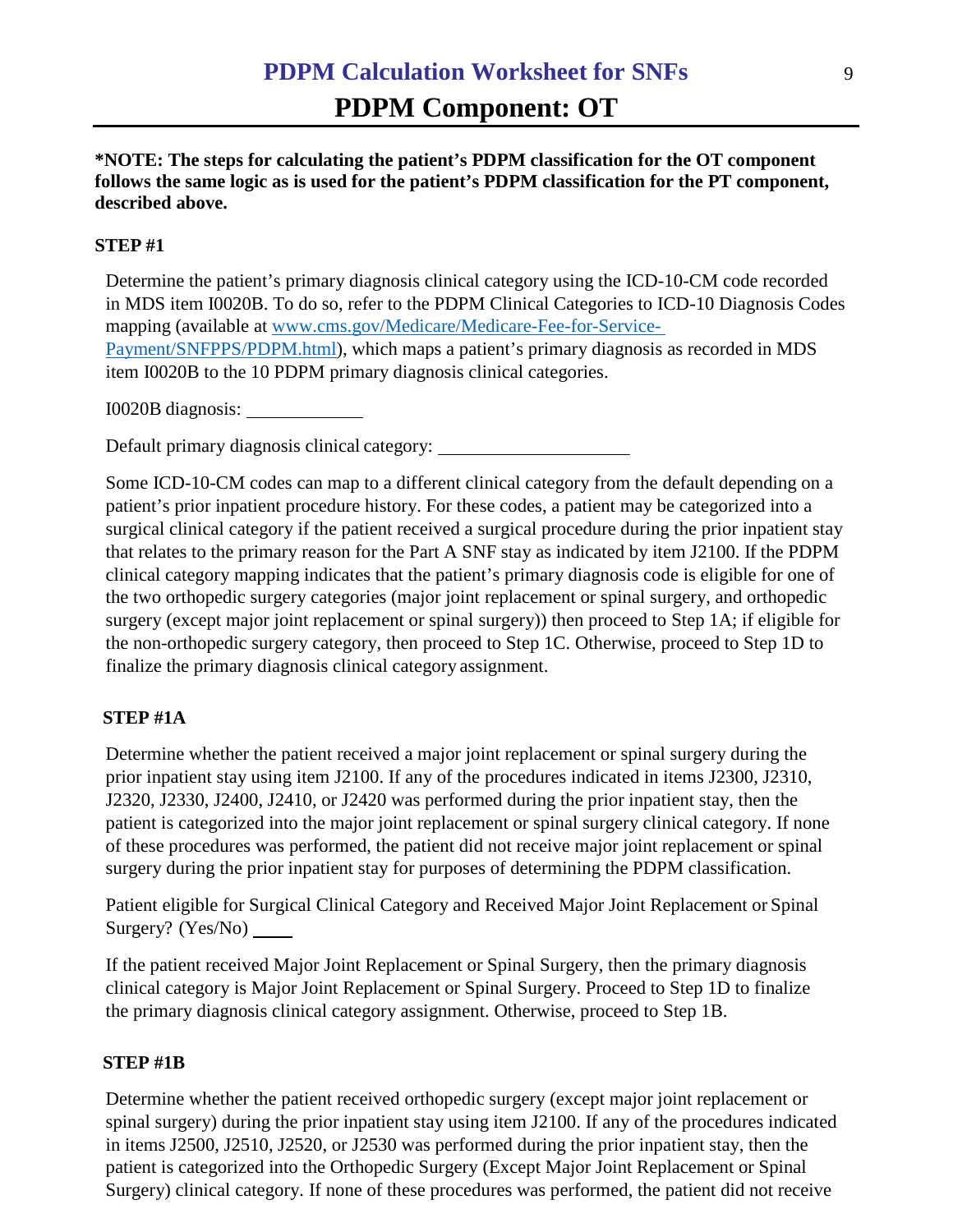# PDPM Calculation Worksheet for SNFs

## PDPM Component: OT

**\*NOTE: The steps for calculating the patient's PDPM classification for the OT component follows the same logic as is used for the patient's PDPM classification for the PT component, described above.**

### STEP #1

Determine the patient's primary diagnosis clinical category using the ICD-10-CM code recorded in MDS item I0020B. To do so, refer to the PDPM Clinical Categories to ICD-10 Diagnosis Codes mapping (available at [www.cms.gov/Medicare/Medicare-Fee-for-Service-Payment/SNFPPS/PDPM.html](www.cms.gov/Medicare/Medicare-Fee-for-Service-Payment/SNFPPS/PDPM.html)), which maps a patient's primary diagnosis as recorded in MDS item I0020B to the 10 PDPM primary diagnosis clinical categories.

I0020B diagnosis: ____________

Default primary diagnosis clinical category: ____________________

Some ICD-10-CM codes can map to a different clinical category from the default depending on a patient's prior inpatient procedure history. For these codes, a patient may be categorized into a surgical clinical category if the patient received a surgical procedure during the prior inpatient stay that relates to the primary reason for the Part A SNF stay as indicated by item J2100. If the PDPM clinical category mapping indicates that the patient's primary diagnosis code is eligible for one of the two orthopedic surgery categories (major joint replacement or spinal surgery, and orthopedic surgery (except major joint replacement or spinal surgery)) then proceed to Step 1A; if eligible for the non-orthopedic surgery category, then proceed to Step 1C. Otherwise, proceed to Step 1D to finalize the primary diagnosis clinical category assignment.

### STEP #1A

Determine whether the patient received a major joint replacement or spinal surgery during the prior inpatient stay using item J2100. If any of the procedures indicated in items J2300, J2310, J2320, J2330, J2400, J2410, or J2420 was performed during the prior inpatient stay, then the patient is categorized into the major joint replacement or spinal surgery clinical category. If none of these procedures was performed, the patient did not receive major joint replacement or spinal surgery during the prior inpatient stay for purposes of determining the PDPM classification.

Patient eligible for Surgical Clinical Category and Received Major Joint Replacement or Spinal Surgery? (Yes/No) ____

If the patient received Major Joint Replacement or Spinal Surgery, then the primary diagnosis clinical category is Major Joint Replacement or Spinal Surgery. Proceed to Step 1D to finalize the primary diagnosis clinical category assignment. Otherwise, proceed to Step 1B.

### STEP #1B

Determine whether the patient received orthopedic surgery (except major joint replacement or spinal surgery) during the prior inpatient stay using item J2100. If any of the procedures indicated in items J2500, J2510, J2520, or J2530 was performed during the prior inpatient stay, then the patient is categorized into the Orthopedic Surgery (Except Major Joint Replacement or Spinal Surgery) clinical category. If none of these procedures was performed, the patient did not receive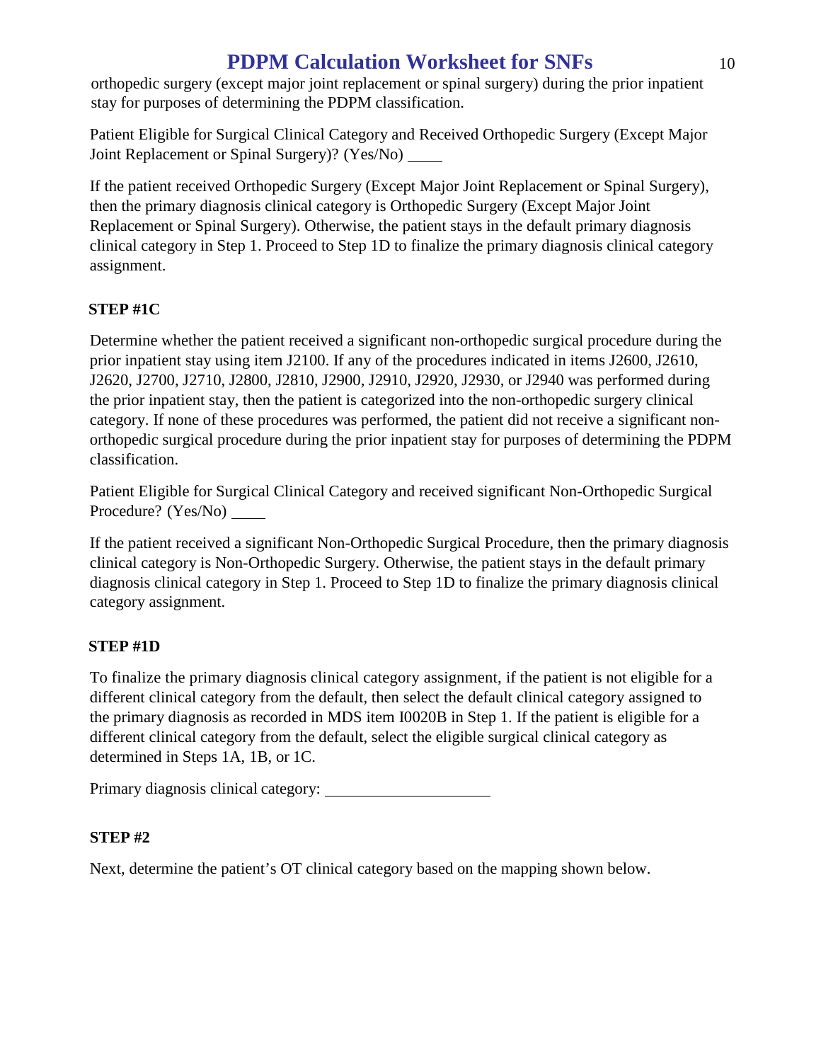orthopedic surgery (except major joint replacement or spinal surgery) during the prior inpatient stay for purposes of determining the PDPM classification.

Patient Eligible for Surgical Clinical Category and Received Orthopedic Surgery (Except Major Joint Replacement or Spinal Surgery)? (Yes/No) ____

If the patient received Orthopedic Surgery (Except Major Joint Replacement or Spinal Surgery), then the primary diagnosis clinical category is Orthopedic Surgery (Except Major Joint Replacement or Spinal Surgery). Otherwise, the patient stays in the default primary diagnosis clinical category in Step 1. Proceed to Step 1D to finalize the primary diagnosis clinical category assignment.

### STEP #1C

Determine whether the patient received a significant non-orthopedic surgical procedure during the prior inpatient stay using item J2100. If any of the procedures indicated in items J2600, J2610, J2620, J2700, J2710, J2800, J2810, J2900, J2910, J2920, J2930, or J2940 was performed during the prior inpatient stay, then the patient is categorized into the non-orthopedic surgery clinical category. If none of these procedures was performed, the patient did not receive a significant non-orthopedic surgical procedure during the prior inpatient stay for purposes of determining the PDPM classification.

Patient Eligible for Surgical Clinical Category and received significant Non-Orthopedic Surgical Procedure? (Yes/No) ____

If the patient received a significant Non-Orthopedic Surgical Procedure, then the primary diagnosis clinical category is Non-Orthopedic Surgery. Otherwise, the patient stays in the default primary diagnosis clinical category in Step 1. Proceed to Step 1D to finalize the primary diagnosis clinical category assignment.

### STEP #1D

To finalize the primary diagnosis clinical category assignment, if the patient is not eligible for a different clinical category from the default, then select the default clinical category assigned to the primary diagnosis as recorded in MDS item I0020B in Step 1. If the patient is eligible for a different clinical category from the default, select the eligible surgical clinical category as determined in Steps 1A, 1B, or 1C.

Primary diagnosis clinical category: ____________________

### STEP #2

Next, determine the patient's OT clinical category based on the mapping shown below.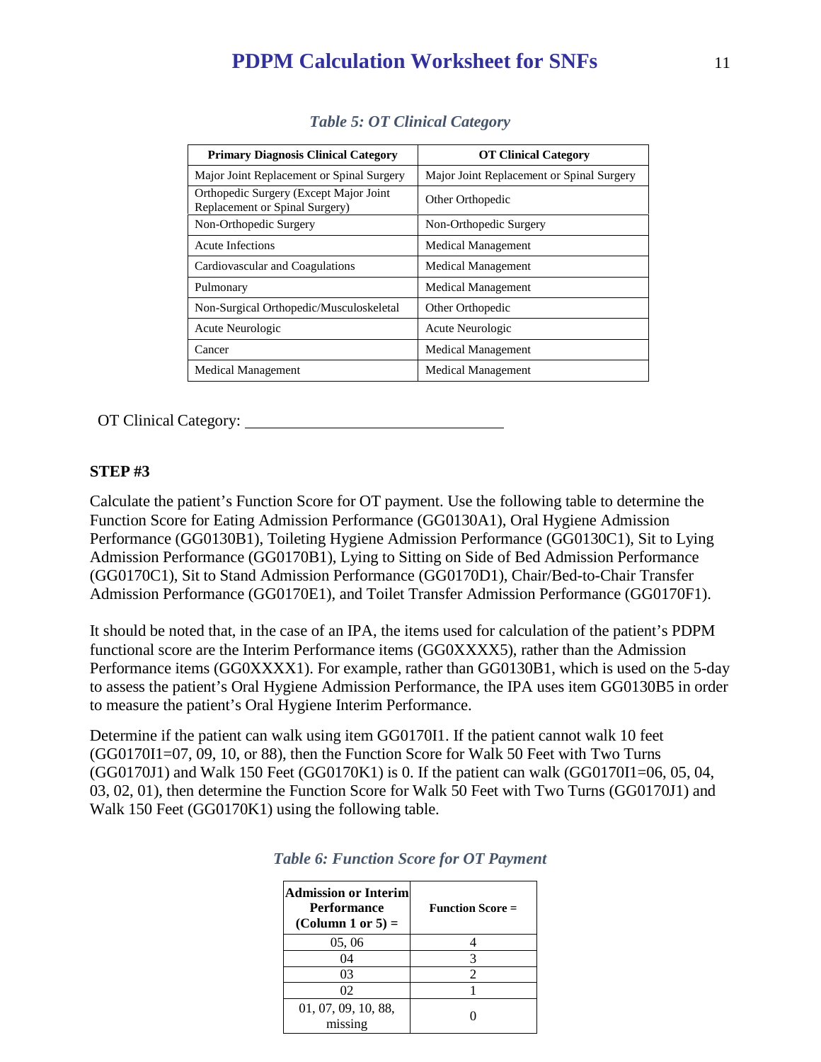*Table 5: OT Clinical Category*

| Primary Diagnosis Clinical Category | OT Clinical Category |
|---|---|
| Major Joint Replacement or Spinal Surgery | Major Joint Replacement or Spinal Surgery |
| Orthopedic Surgery (Except Major Joint Replacement or Spinal Surgery) | Other Orthopedic |
| Non-Orthopedic Surgery | Non-Orthopedic Surgery |
| Acute Infections | Medical Management |
| Cardiovascular and Coagulations | Medical Management |
| Pulmonary | Medical Management |
| Non-Surgical Orthopedic/Musculoskeletal | Other Orthopedic |
| Acute Neurologic | Acute Neurologic |
| Cancer | Medical Management |
| Medical Management | Medical Management |

OT Clinical Category: ______________________________

**STEP #3**

Calculate the patient's Function Score for OT payment. Use the following table to determine the Function Score for Eating Admission Performance (GG0130A1), Oral Hygiene Admission Performance (GG0130B1), Toileting Hygiene Admission Performance (GG0130C1), Sit to Lying Admission Performance (GG0170B1), Lying to Sitting on Side of Bed Admission Performance (GG0170C1), Sit to Stand Admission Performance (GG0170D1), Chair/Bed-to-Chair Transfer Admission Performance (GG0170E1), and Toilet Transfer Admission Performance (GG0170F1).

It should be noted that, in the case of an IPA, the items used for calculation of the patient's PDPM functional score are the Interim Performance items (GG0XXXX5), rather than the Admission Performance items (GG0XXXX1). For example, rather than GG0130B1, which is used on the 5-day to assess the patient's Oral Hygiene Admission Performance, the IPA uses item GG0130B5 in order to measure the patient's Oral Hygiene Interim Performance.

Determine if the patient can walk using item GG0170I1. If the patient cannot walk 10 feet (GG0170I1=07, 09, 10, or 88), then the Function Score for Walk 50 Feet with Two Turns (GG0170J1) and Walk 150 Feet (GG0170K1) is 0. If the patient can walk (GG0170I1=06, 05, 04, 03, 02, 01), then determine the Function Score for Walk 50 Feet with Two Turns (GG0170J1) and Walk 150 Feet (GG0170K1) using the following table.

*Table 6: Function Score for OT Payment*

| Admission or Interim Performance (Column 1 or 5) = | Function Score = |
|---|---|
| 05, 06 | 4 |
| 04 | 3 |
| 03 | 2 |
| 02 | 1 |
| 01, 07, 09, 10, 88, missing | 0 |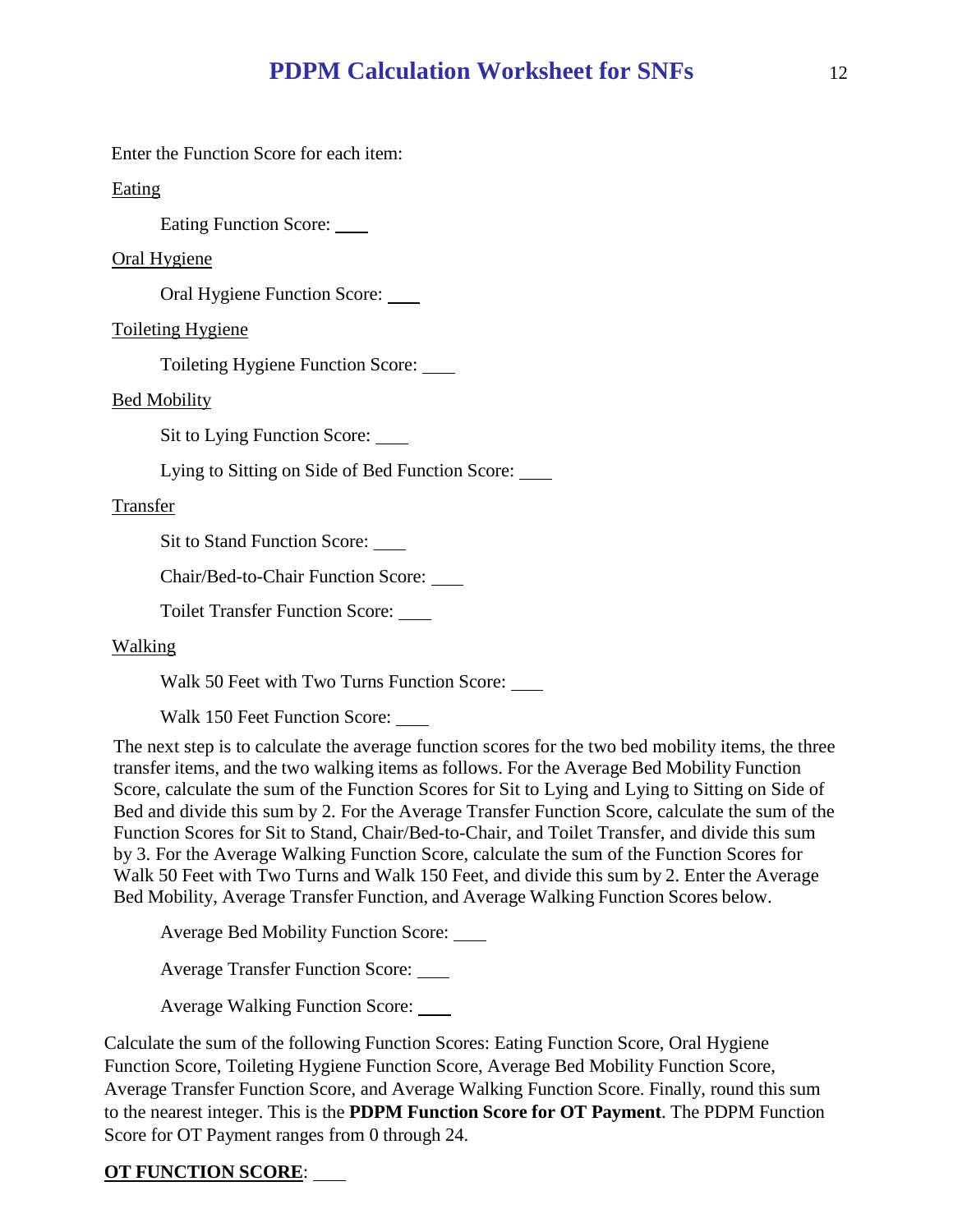Enter the Function Score for each item:

Eating

Eating Function Score: ____

Oral Hygiene

Oral Hygiene Function Score: ____

Toileting Hygiene

Toileting Hygiene Function Score: ____

Bed Mobility

Sit to Lying Function Score: ____

Lying to Sitting on Side of Bed Function Score: ____

Transfer

Sit to Stand Function Score: ____

Chair/Bed-to-Chair Function Score: ____

Toilet Transfer Function Score: ____

Walking

Walk 50 Feet with Two Turns Function Score: ____

Walk 150 Feet Function Score: ____

The next step is to calculate the average function scores for the two bed mobility items, the three transfer items, and the two walking items as follows. For the Average Bed Mobility Function Score, calculate the sum of the Function Scores for Sit to Lying and Lying to Sitting on Side of Bed and divide this sum by 2. For the Average Transfer Function Score, calculate the sum of the Function Scores for Sit to Stand, Chair/Bed-to-Chair, and Toilet Transfer, and divide this sum by 3. For the Average Walking Function Score, calculate the sum of the Function Scores for Walk 50 Feet with Two Turns and Walk 150 Feet, and divide this sum by 2. Enter the Average Bed Mobility, Average Transfer Function, and Average Walking Function Scores below.

Average Bed Mobility Function Score: ____

Average Transfer Function Score: ____

Average Walking Function Score: ____

Calculate the sum of the following Function Scores: Eating Function Score, Oral Hygiene Function Score, Toileting Hygiene Function Score, Average Bed Mobility Function Score, Average Transfer Function Score, and Average Walking Function Score. Finally, round this sum to the nearest integer. This is the **PDPM Function Score for OT Payment**. The PDPM Function Score for OT Payment ranges from 0 through 24.

**OT FUNCTION SCORE**: ____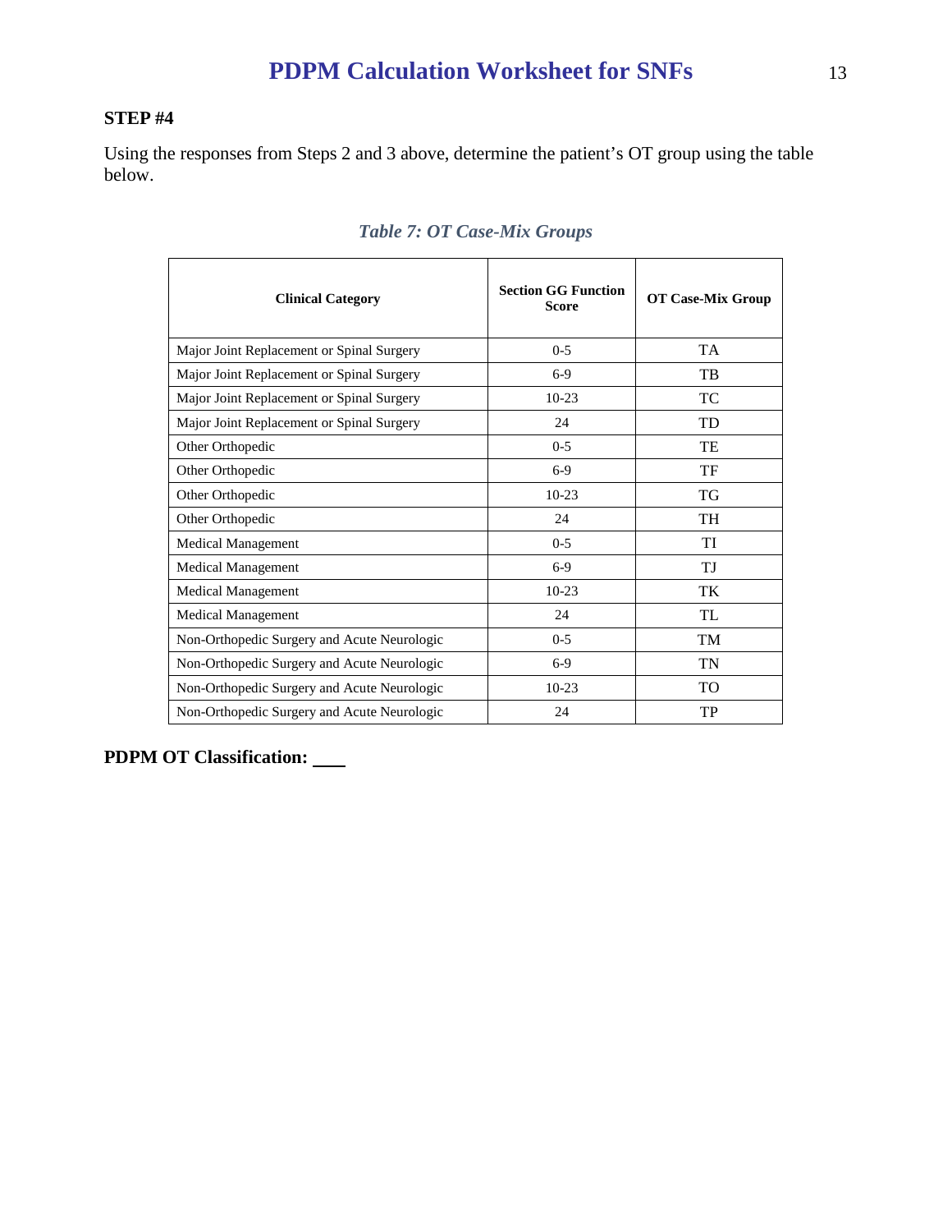### STEP #4

Using the responses from Steps 2 and 3 above, determine the patient's OT group using the table below.

*Table 7: OT Case-Mix Groups*

| Clinical Category | Section GG Function Score | OT Case-Mix Group |
|---|---|---|
| Major Joint Replacement or Spinal Surgery | 0-5 | TA |
| Major Joint Replacement or Spinal Surgery | 6-9 | TB |
| Major Joint Replacement or Spinal Surgery | 10-23 | TC |
| Major Joint Replacement or Spinal Surgery | 24 | TD |
| Other Orthopedic | 0-5 | TE |
| Other Orthopedic | 6-9 | TF |
| Other Orthopedic | 10-23 | TG |
| Other Orthopedic | 24 | TH |
| Medical Management | 0-5 | TI |
| Medical Management | 6-9 | TJ |
| Medical Management | 10-23 | TK |
| Medical Management | 24 | TL |
| Non-Orthopedic Surgery and Acute Neurologic | 0-5 | TM |
| Non-Orthopedic Surgery and Acute Neurologic | 6-9 | TN |
| Non-Orthopedic Surgery and Acute Neurologic | 10-23 | TO |
| Non-Orthopedic Surgery and Acute Neurologic | 24 | TP |

**PDPM OT Classification:** ____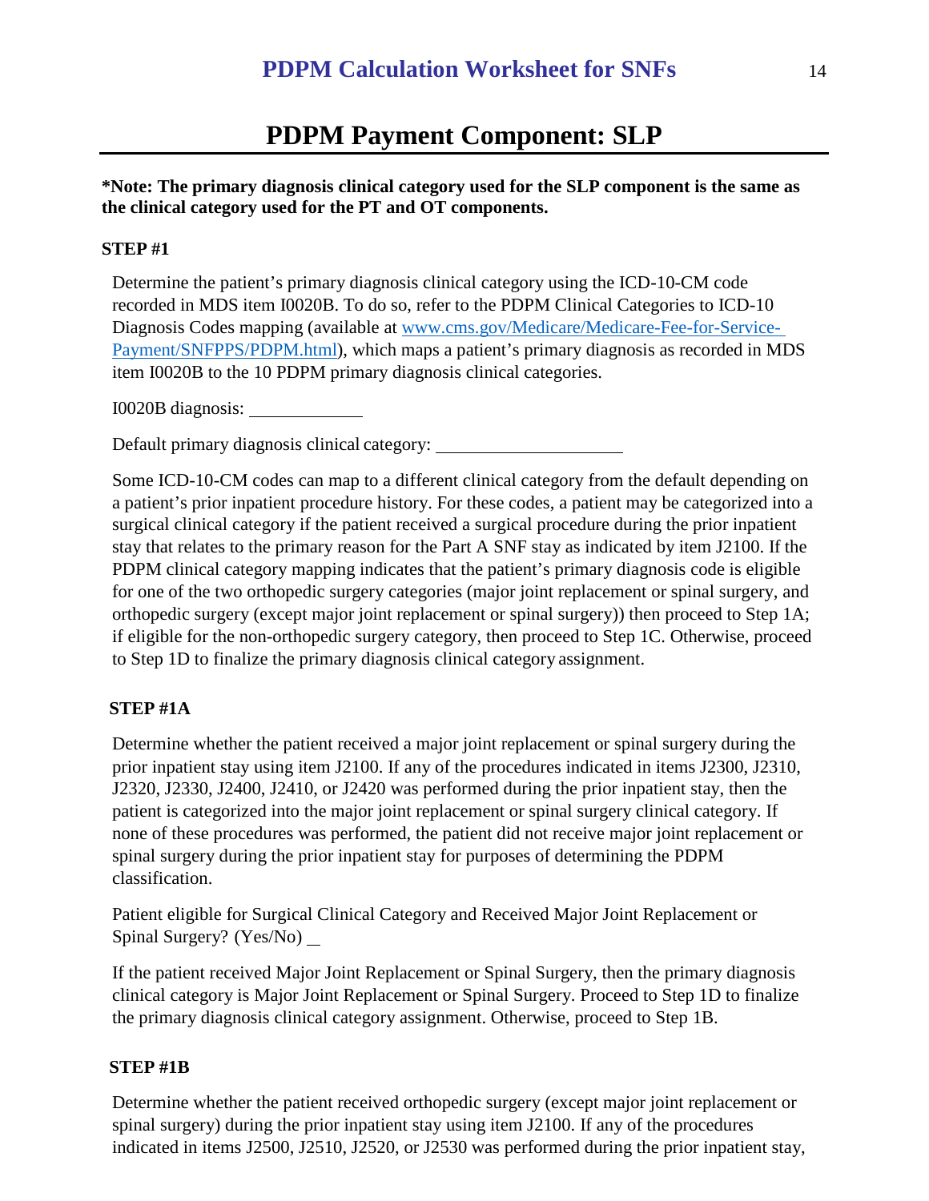# PDPM Payment Component: SLP

**\*Note: The primary diagnosis clinical category used for the SLP component is the same as the clinical category used for the PT and OT components.**

**STEP #1**

Determine the patient's primary diagnosis clinical category using the ICD-10-CM code recorded in MDS item I0020B. To do so, refer to the PDPM Clinical Categories to ICD-10 Diagnosis Codes mapping (available at [www.cms.gov/Medicare/Medicare-Fee-for-Service-Payment/SNFPPS/PDPM.html](www.cms.gov/Medicare/Medicare-Fee-for-Service-Payment/SNFPPS/PDPM.html)), which maps a patient's primary diagnosis as recorded in MDS item I0020B to the 10 PDPM primary diagnosis clinical categories.

I0020B diagnosis: ____________

Default primary diagnosis clinical category: ____________________

Some ICD-10-CM codes can map to a different clinical category from the default depending on a patient's prior inpatient procedure history. For these codes, a patient may be categorized into a surgical clinical category if the patient received a surgical procedure during the prior inpatient stay that relates to the primary reason for the Part A SNF stay as indicated by item J2100. If the PDPM clinical category mapping indicates that the patient's primary diagnosis code is eligible for one of the two orthopedic surgery categories (major joint replacement or spinal surgery, and orthopedic surgery (except major joint replacement or spinal surgery)) then proceed to Step 1A; if eligible for the non-orthopedic surgery category, then proceed to Step 1C. Otherwise, proceed to Step 1D to finalize the primary diagnosis clinical category assignment.

**STEP #1A**

Determine whether the patient received a major joint replacement or spinal surgery during the prior inpatient stay using item J2100. If any of the procedures indicated in items J2300, J2310, J2320, J2330, J2400, J2410, or J2420 was performed during the prior inpatient stay, then the patient is categorized into the major joint replacement or spinal surgery clinical category. If none of these procedures was performed, the patient did not receive major joint replacement or spinal surgery during the prior inpatient stay for purposes of determining the PDPM classification.

Patient eligible for Surgical Clinical Category and Received Major Joint Replacement or Spinal Surgery? (Yes/No) __

If the patient received Major Joint Replacement or Spinal Surgery, then the primary diagnosis clinical category is Major Joint Replacement or Spinal Surgery. Proceed to Step 1D to finalize the primary diagnosis clinical category assignment. Otherwise, proceed to Step 1B.

**STEP #1B**

Determine whether the patient received orthopedic surgery (except major joint replacement or spinal surgery) during the prior inpatient stay using item J2100. If any of the procedures indicated in items J2500, J2510, J2520, or J2530 was performed during the prior inpatient stay,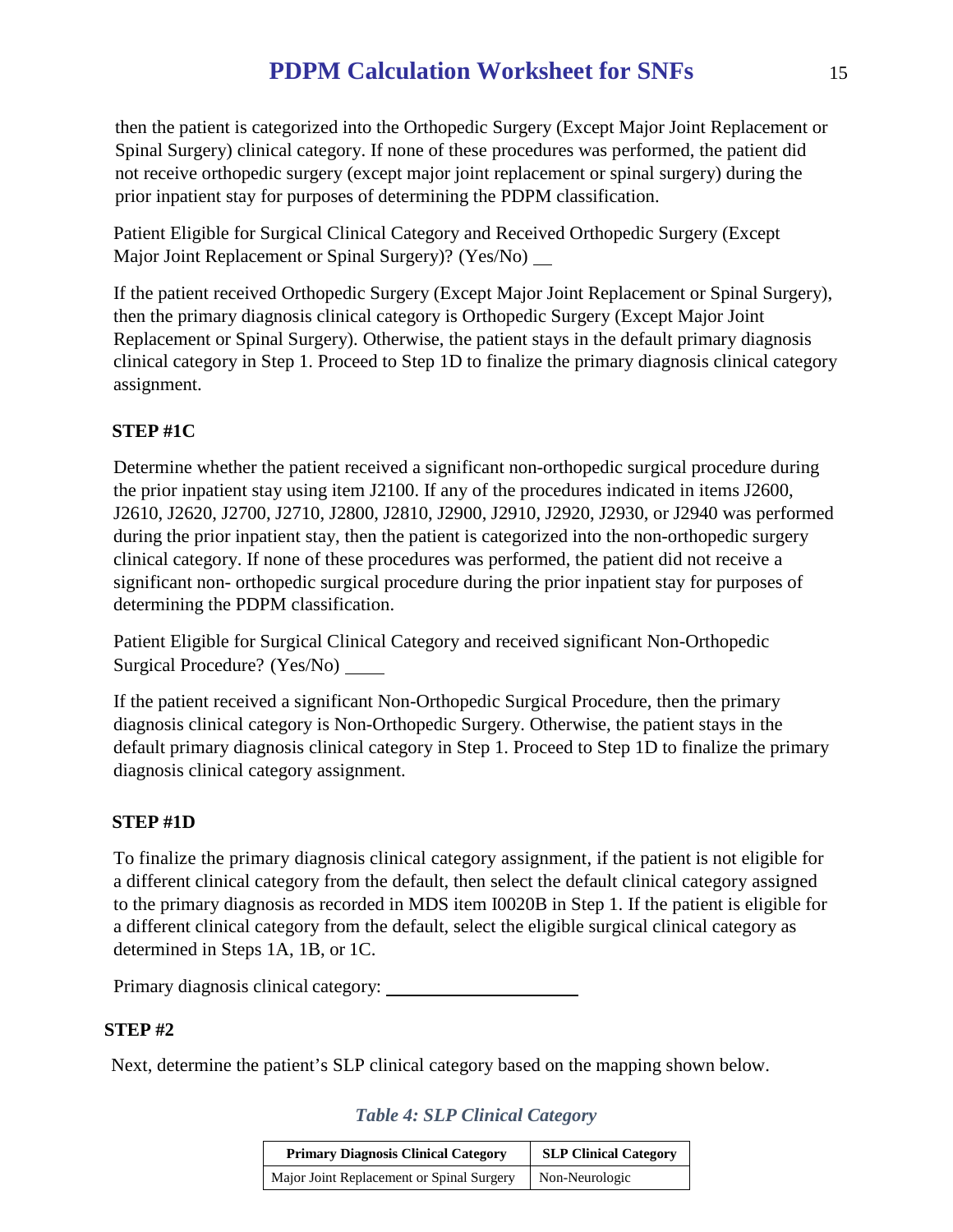then the patient is categorized into the Orthopedic Surgery (Except Major Joint Replacement or Spinal Surgery) clinical category. If none of these procedures was performed, the patient did not receive orthopedic surgery (except major joint replacement or spinal surgery) during the prior inpatient stay for purposes of determining the PDPM classification.

Patient Eligible for Surgical Clinical Category and Received Orthopedic Surgery (Except Major Joint Replacement or Spinal Surgery)? (Yes/No) __

If the patient received Orthopedic Surgery (Except Major Joint Replacement or Spinal Surgery), then the primary diagnosis clinical category is Orthopedic Surgery (Except Major Joint Replacement or Spinal Surgery). Otherwise, the patient stays in the default primary diagnosis clinical category in Step 1. Proceed to Step 1D to finalize the primary diagnosis clinical category assignment.

**STEP #1C**

Determine whether the patient received a significant non-orthopedic surgical procedure during the prior inpatient stay using item J2100. If any of the procedures indicated in items J2600, J2610, J2620, J2700, J2710, J2800, J2810, J2900, J2910, J2920, J2930, or J2940 was performed during the prior inpatient stay, then the patient is categorized into the non-orthopedic surgery clinical category. If none of these procedures was performed, the patient did not receive a significant non- orthopedic surgical procedure during the prior inpatient stay for purposes of determining the PDPM classification.

Patient Eligible for Surgical Clinical Category and received significant Non-Orthopedic Surgical Procedure? (Yes/No) ____

If the patient received a significant Non-Orthopedic Surgical Procedure, then the primary diagnosis clinical category is Non-Orthopedic Surgery. Otherwise, the patient stays in the default primary diagnosis clinical category in Step 1. Proceed to Step 1D to finalize the primary diagnosis clinical category assignment.

**STEP #1D**

To finalize the primary diagnosis clinical category assignment, if the patient is not eligible for a different clinical category from the default, then select the default clinical category assigned to the primary diagnosis as recorded in MDS item I0020B in Step 1. If the patient is eligible for a different clinical category from the default, select the eligible surgical clinical category as determined in Steps 1A, 1B, or 1C.

Primary diagnosis clinical category: ____________________

**STEP #2**

Next, determine the patient's SLP clinical category based on the mapping shown below.

*Table 4: SLP Clinical Category*

| Primary Diagnosis Clinical Category | SLP Clinical Category |
|---|---|
| Major Joint Replacement or Spinal Surgery | Non-Neurologic |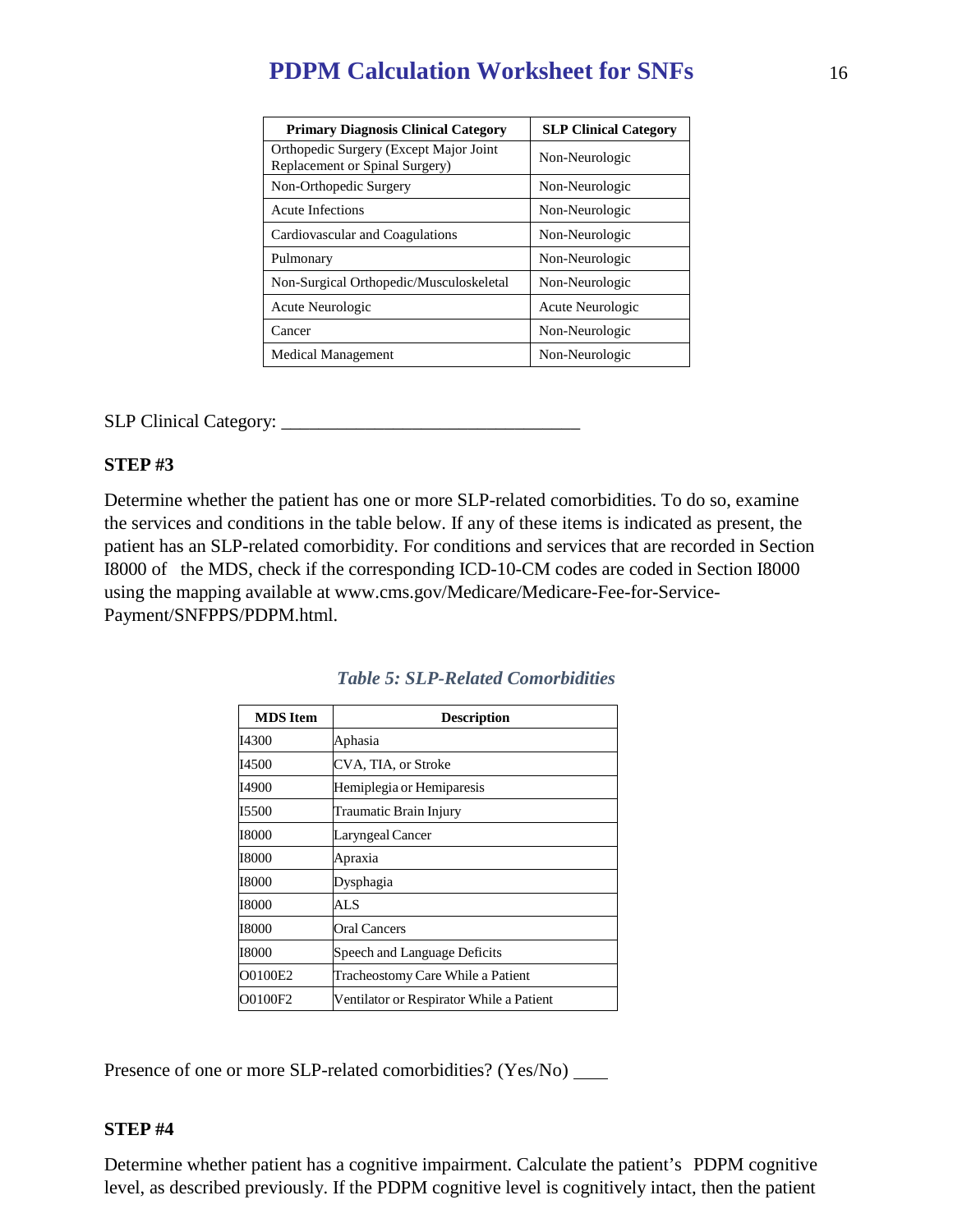| Primary Diagnosis Clinical Category | SLP Clinical Category |
| --- | --- |
| Orthopedic Surgery (Except Major Joint Replacement or Spinal Surgery) | Non-Neurologic |
| Non-Orthopedic Surgery | Non-Neurologic |
| Acute Infections | Non-Neurologic |
| Cardiovascular and Coagulations | Non-Neurologic |
| Pulmonary | Non-Neurologic |
| Non-Surgical Orthopedic/Musculoskeletal | Non-Neurologic |
| Acute Neurologic | Acute Neurologic |
| Cancer | Non-Neurologic |
| Medical Management | Non-Neurologic |

SLP Clinical Category: ________________________________

**STEP #3**

Determine whether the patient has one or more SLP-related comorbidities. To do so, examine the services and conditions in the table below. If any of these items is indicated as present, the patient has an SLP-related comorbidity. For conditions and services that are recorded in Section I8000 of the MDS, check if the corresponding ICD-10-CM codes are coded in Section I8000 using the mapping available at www.cms.gov/Medicare/Medicare-Fee-for-Service-Payment/SNFPPS/PDPM.html.

*Table 5: SLP-Related Comorbidities*

| MDS Item | Description |
| --- | --- |
| I4300 | Aphasia |
| I4500 | CVA, TIA, or Stroke |
| I4900 | Hemiplegia or Hemiparesis |
| I5500 | Traumatic Brain Injury |
| I8000 | Laryngeal Cancer |
| I8000 | Apraxia |
| I8000 | Dysphagia |
| I8000 | ALS |
| I8000 | Oral Cancers |
| I8000 | Speech and Language Deficits |
| O0100E2 | Tracheostomy Care While a Patient |
| O0100F2 | Ventilator or Respirator While a Patient |

Presence of one or more SLP-related comorbidities? (Yes/No) ____

**STEP #4**

Determine whether patient has a cognitive impairment. Calculate the patient's PDPM cognitive level, as described previously. If the PDPM cognitive level is cognitively intact, then the patient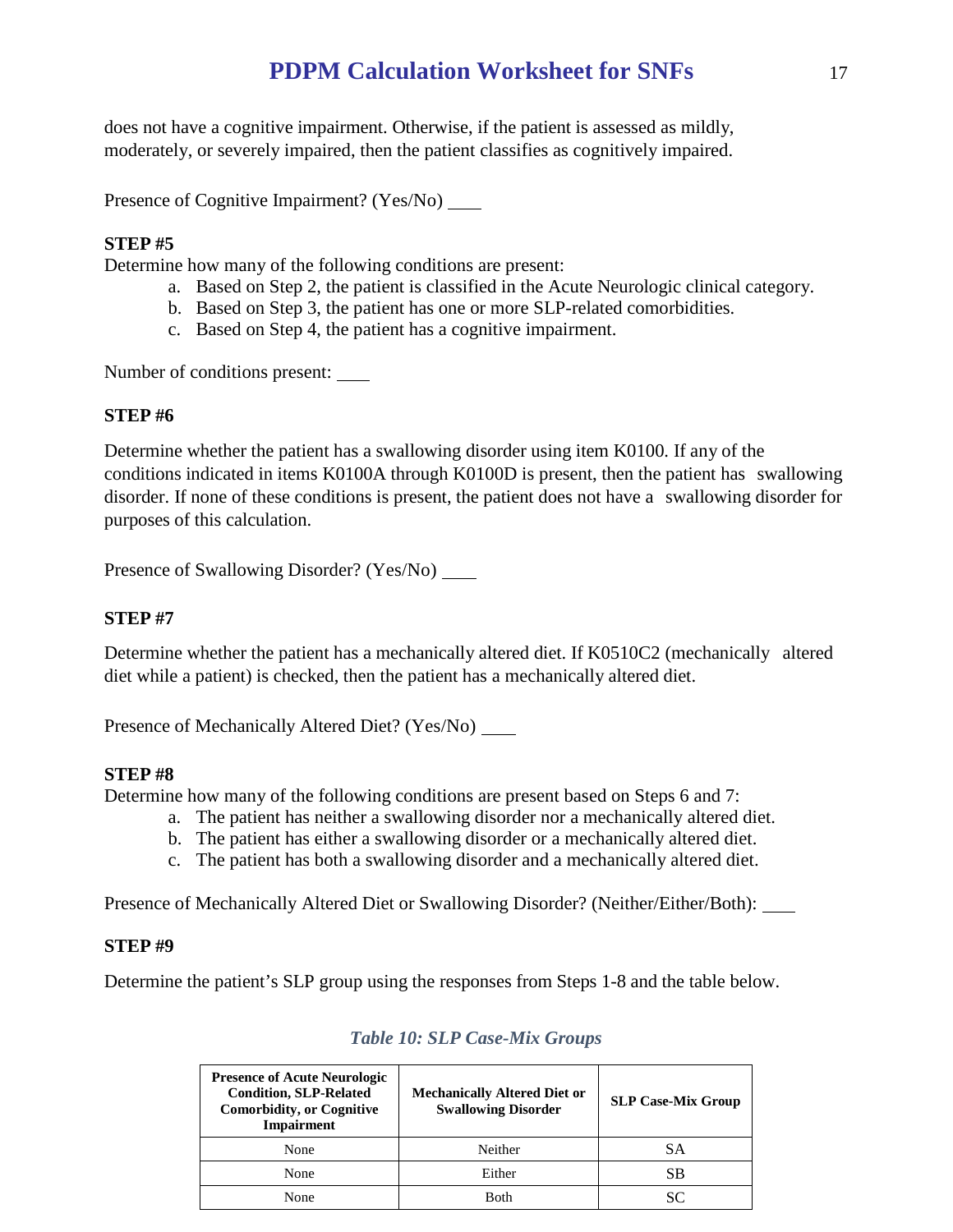does not have a cognitive impairment. Otherwise, if the patient is assessed as mildly, moderately, or severely impaired, then the patient classifies as cognitively impaired.

Presence of Cognitive Impairment? (Yes/No) ____

**STEP #5**

Determine how many of the following conditions are present:

a. Based on Step 2, the patient is classified in the Acute Neurologic clinical category.
b. Based on Step 3, the patient has one or more SLP-related comorbidities.
c. Based on Step 4, the patient has a cognitive impairment.

Number of conditions present: ____

**STEP #6**

Determine whether the patient has a swallowing disorder using item K0100. If any of the conditions indicated in items K0100A through K0100D is present, then the patient has swallowing disorder. If none of these conditions is present, the patient does not have a swallowing disorder for purposes of this calculation.

Presence of Swallowing Disorder? (Yes/No) ____

**STEP #7**

Determine whether the patient has a mechanically altered diet. If K0510C2 (mechanically altered diet while a patient) is checked, then the patient has a mechanically altered diet.

Presence of Mechanically Altered Diet? (Yes/No) ____

**STEP #8**

Determine how many of the following conditions are present based on Steps 6 and 7:

a. The patient has neither a swallowing disorder nor a mechanically altered diet.
b. The patient has either a swallowing disorder or a mechanically altered diet.
c. The patient has both a swallowing disorder and a mechanically altered diet.

Presence of Mechanically Altered Diet or Swallowing Disorder? (Neither/Either/Both): ____

**STEP #9**

Determine the patient's SLP group using the responses from Steps 1-8 and the table below.

*Table 10: SLP Case-Mix Groups*

| Presence of Acute Neurologic Condition, SLP-Related Comorbidity, or Cognitive Impairment | Mechanically Altered Diet or Swallowing Disorder | SLP Case-Mix Group |
|---|---|---|
| None | Neither | SA |
| None | Either | SB |
| None | Both | SC |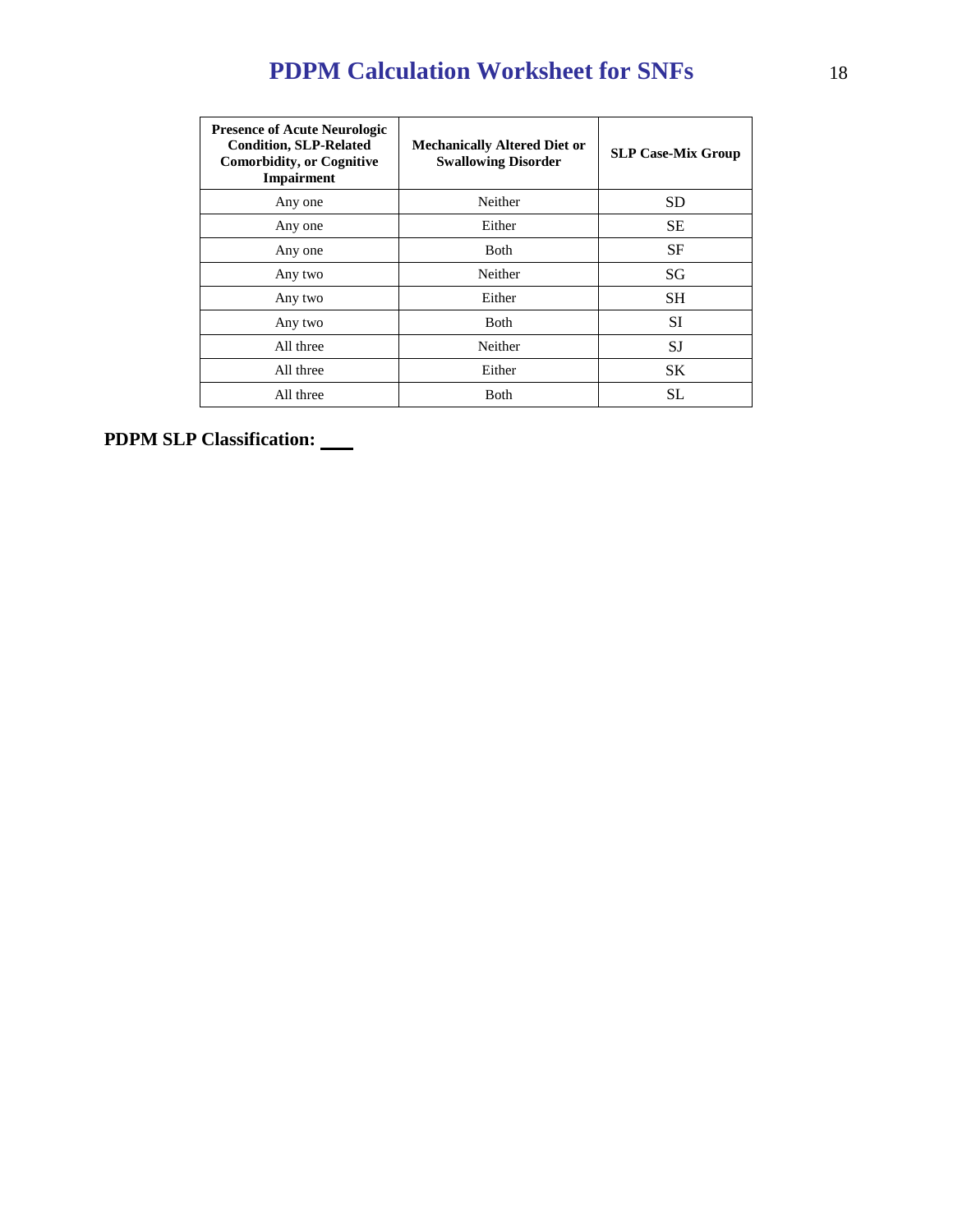| Presence of Acute Neurologic Condition, SLP-Related Comorbidity, or Cognitive Impairment | Mechanically Altered Diet or Swallowing Disorder | SLP Case-Mix Group |
|---|---|---|
| Any one | Neither | SD |
| Any one | Either | SE |
| Any one | Both | SF |
| Any two | Neither | SG |
| Any two | Either | SH |
| Any two | Both | SI |
| All three | Neither | SJ |
| All three | Either | SK |
| All three | Both | SL |

**PDPM SLP Classification: ___**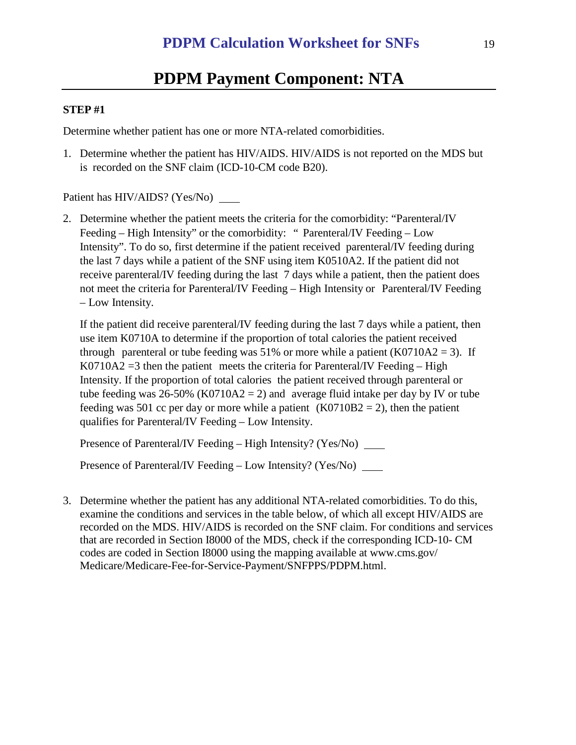# PDPM Payment Component: NTA

**STEP #1**

Determine whether patient has one or more NTA-related comorbidities.

1. Determine whether the patient has HIV/AIDS. HIV/AIDS is not reported on the MDS but is recorded on the SNF claim (ICD-10-CM code B20).

Patient has HIV/AIDS? (Yes/No) \_\_\_\_

2. Determine whether the patient meets the criteria for the comorbidity: "Parenteral/IV Feeding – High Intensity" or the comorbidity: " Parenteral/IV Feeding – Low Intensity". To do so, first determine if the patient received parenteral/IV feeding during the last 7 days while a patient of the SNF using item K0510A2. If the patient did not receive parenteral/IV feeding during the last 7 days while a patient, then the patient does not meet the criteria for Parenteral/IV Feeding – High Intensity or Parenteral/IV Feeding – Low Intensity.

   If the patient did receive parenteral/IV feeding during the last 7 days while a patient, then use item K0710A to determine if the proportion of total calories the patient received through parenteral or tube feeding was 51% or more while a patient (K0710A2 = 3). If K0710A2 =3 then the patient meets the criteria for Parenteral/IV Feeding – High Intensity. If the proportion of total calories the patient received through parenteral or tube feeding was 26-50% (K0710A2 = 2) and average fluid intake per day by IV or tube feeding was 501 cc per day or more while a patient (K0710B2 = 2), then the patient qualifies for Parenteral/IV Feeding – Low Intensity.

   Presence of Parenteral/IV Feeding – High Intensity? (Yes/No) \_\_\_\_

   Presence of Parenteral/IV Feeding – Low Intensity? (Yes/No) \_\_\_\_

3. Determine whether the patient has any additional NTA-related comorbidities. To do this, examine the conditions and services in the table below, of which all except HIV/AIDS are recorded on the MDS. HIV/AIDS is recorded on the SNF claim. For conditions and services that are recorded in Section I8000 of the MDS, check if the corresponding ICD-10- CM codes are coded in Section I8000 using the mapping available at www.cms.gov/ Medicare/Medicare-Fee-for-Service-Payment/SNFPPS/PDPM.html.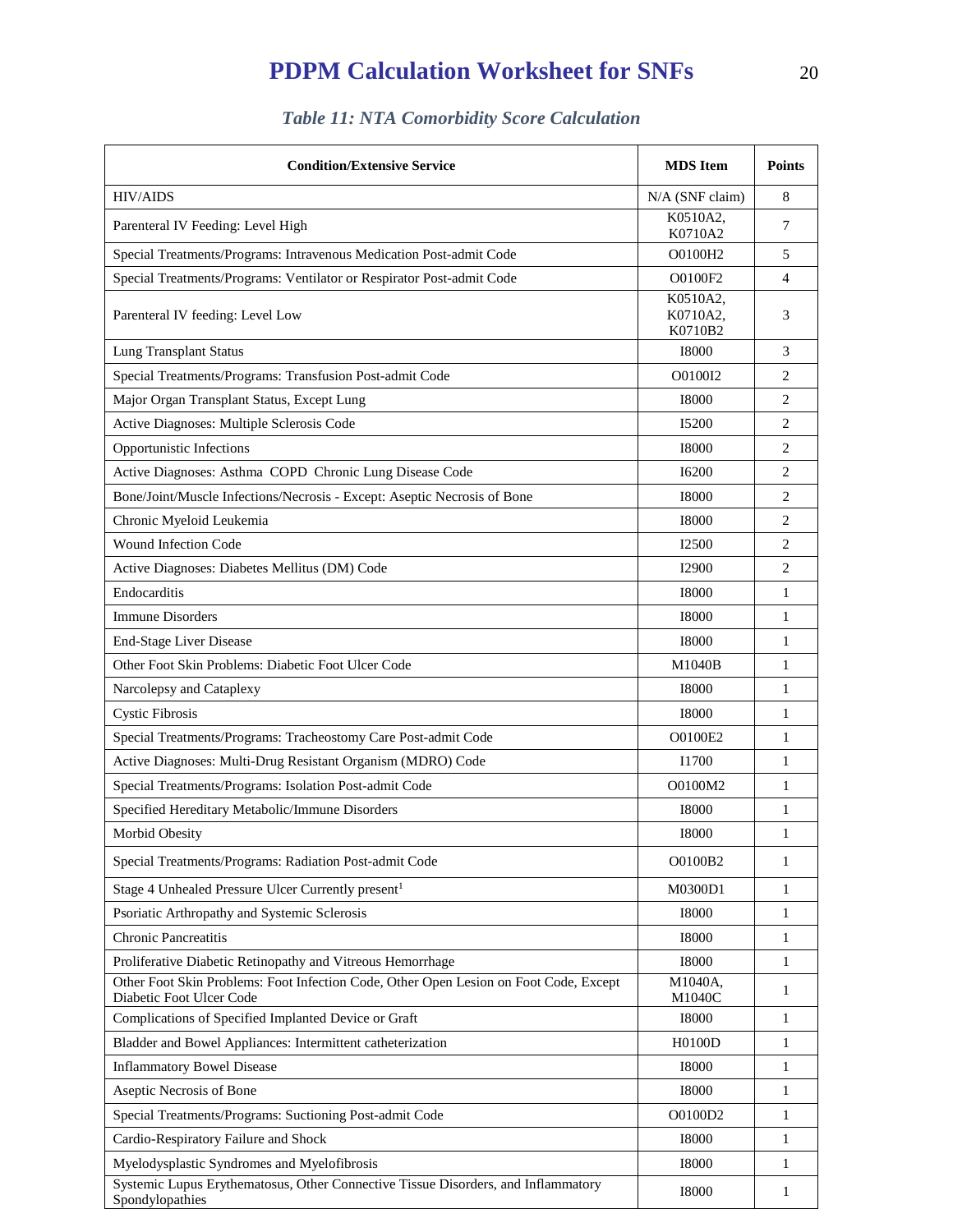# PDPM Calculation Worksheet for SNFs

*Table 11: NTA Comorbidity Score Calculation*

| Condition/Extensive Service | MDS Item | Points |
|---|---|---|
| HIV/AIDS | N/A (SNF claim) | 8 |
| Parenteral IV Feeding: Level High | K0510A2, K0710A2 | 7 |
| Special Treatments/Programs: Intravenous Medication Post-admit Code | O0100H2 | 5 |
| Special Treatments/Programs: Ventilator or Respirator Post-admit Code | O0100F2 | 4 |
| Parenteral IV feeding: Level Low | K0510A2, K0710A2, K0710B2 | 3 |
| Lung Transplant Status | I8000 | 3 |
| Special Treatments/Programs: Transfusion Post-admit Code | O0100I2 | 2 |
| Major Organ Transplant Status, Except Lung | I8000 | 2 |
| Active Diagnoses: Multiple Sclerosis Code | I5200 | 2 |
| Opportunistic Infections | I8000 | 2 |
| Active Diagnoses: Asthma COPD Chronic Lung Disease Code | I6200 | 2 |
| Bone/Joint/Muscle Infections/Necrosis - Except: Aseptic Necrosis of Bone | I8000 | 2 |
| Chronic Myeloid Leukemia | I8000 | 2 |
| Wound Infection Code | I2500 | 2 |
| Active Diagnoses: Diabetes Mellitus (DM) Code | I2900 | 2 |
| Endocarditis | I8000 | 1 |
| Immune Disorders | I8000 | 1 |
| End-Stage Liver Disease | I8000 | 1 |
| Other Foot Skin Problems: Diabetic Foot Ulcer Code | M1040B | 1 |
| Narcolepsy and Cataplexy | I8000 | 1 |
| Cystic Fibrosis | I8000 | 1 |
| Special Treatments/Programs: Tracheostomy Care Post-admit Code | O0100E2 | 1 |
| Active Diagnoses: Multi-Drug Resistant Organism (MDRO) Code | I1700 | 1 |
| Special Treatments/Programs: Isolation Post-admit Code | O0100M2 | 1 |
| Specified Hereditary Metabolic/Immune Disorders | I8000 | 1 |
| Morbid Obesity | I8000 | 1 |
| Special Treatments/Programs: Radiation Post-admit Code | O0100B2 | 1 |
| Stage 4 Unhealed Pressure Ulcer Currently present[1] | M0300D1 | 1 |
| Psoriatic Arthropathy and Systemic Sclerosis | I8000 | 1 |
| Chronic Pancreatitis | I8000 | 1 |
| Proliferative Diabetic Retinopathy and Vitreous Hemorrhage | I8000 | 1 |
| Other Foot Skin Problems: Foot Infection Code, Other Open Lesion on Foot Code, Except Diabetic Foot Ulcer Code | M1040A, M1040C | 1 |
| Complications of Specified Implanted Device or Graft | I8000 | 1 |
| Bladder and Bowel Appliances: Intermittent catheterization | H0100D | 1 |
| Inflammatory Bowel Disease | I8000 | 1 |
| Aseptic Necrosis of Bone | I8000 | 1 |
| Special Treatments/Programs: Suctioning Post-admit Code | O0100D2 | 1 |
| Cardio-Respiratory Failure and Shock | I8000 | 1 |
| Myelodysplastic Syndromes and Myelofibrosis | I8000 | 1 |
| Systemic Lupus Erythematosus, Other Connective Tissue Disorders, and Inflammatory Spondylopathies | I8000 | 1 |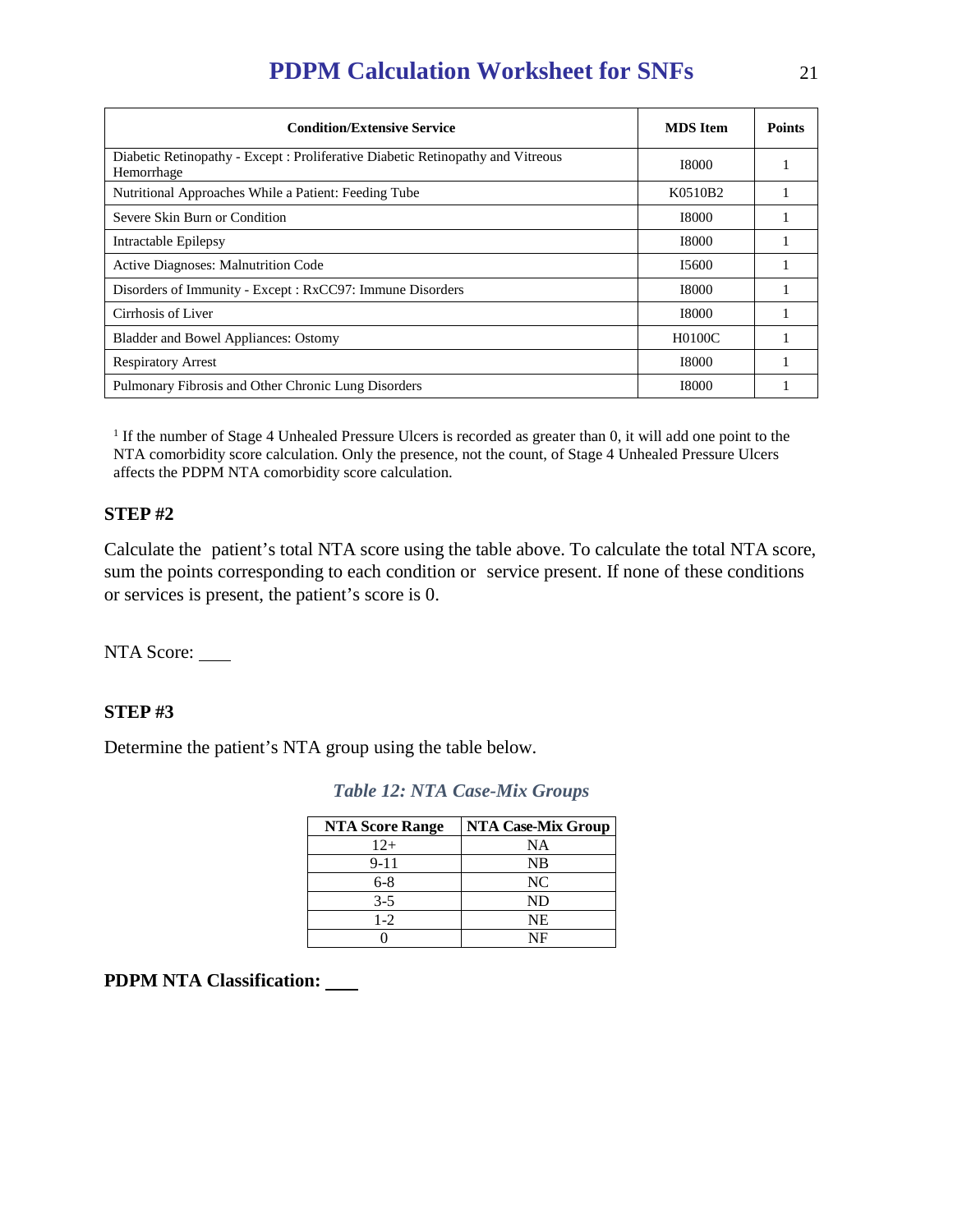| Condition/Extensive Service | MDS Item | Points |
|---|---|---|
| Diabetic Retinopathy - Except : Proliferative Diabetic Retinopathy and Vitreous Hemorrhage | I8000 | 1 |
| Nutritional Approaches While a Patient: Feeding Tube | K0510B2 | 1 |
| Severe Skin Burn or Condition | I8000 | 1 |
| Intractable Epilepsy | I8000 | 1 |
| Active Diagnoses: Malnutrition Code | I5600 | 1 |
| Disorders of Immunity - Except : RxCC97: Immune Disorders | I8000 | 1 |
| Cirrhosis of Liver | I8000 | 1 |
| Bladder and Bowel Appliances: Ostomy | H0100C | 1 |
| Respiratory Arrest | I8000 | 1 |
| Pulmonary Fibrosis and Other Chronic Lung Disorders | I8000 | 1 |

[1] If the number of Stage 4 Unhealed Pressure Ulcers is recorded as greater than 0, it will add one point to the NTA comorbidity score calculation. Only the presence, not the count, of Stage 4 Unhealed Pressure Ulcers affects the PDPM NTA comorbidity score calculation.

**STEP #2**

Calculate the patient's total NTA score using the table above. To calculate the total NTA score, sum the points corresponding to each condition or service present. If none of these conditions or services is present, the patient's score is 0.

NTA Score: ___

**STEP #3**

Determine the patient's NTA group using the table below.

*Table 12: NTA Case-Mix Groups*

| NTA Score Range | NTA Case-Mix Group |
|---|---|
| 12+ | NA |
| 9-11 | NB |
| 6-8 | NC |
| 3-5 | ND |
| 1-2 | NE |
| 0 | NF |

**PDPM NTA Classification: ___**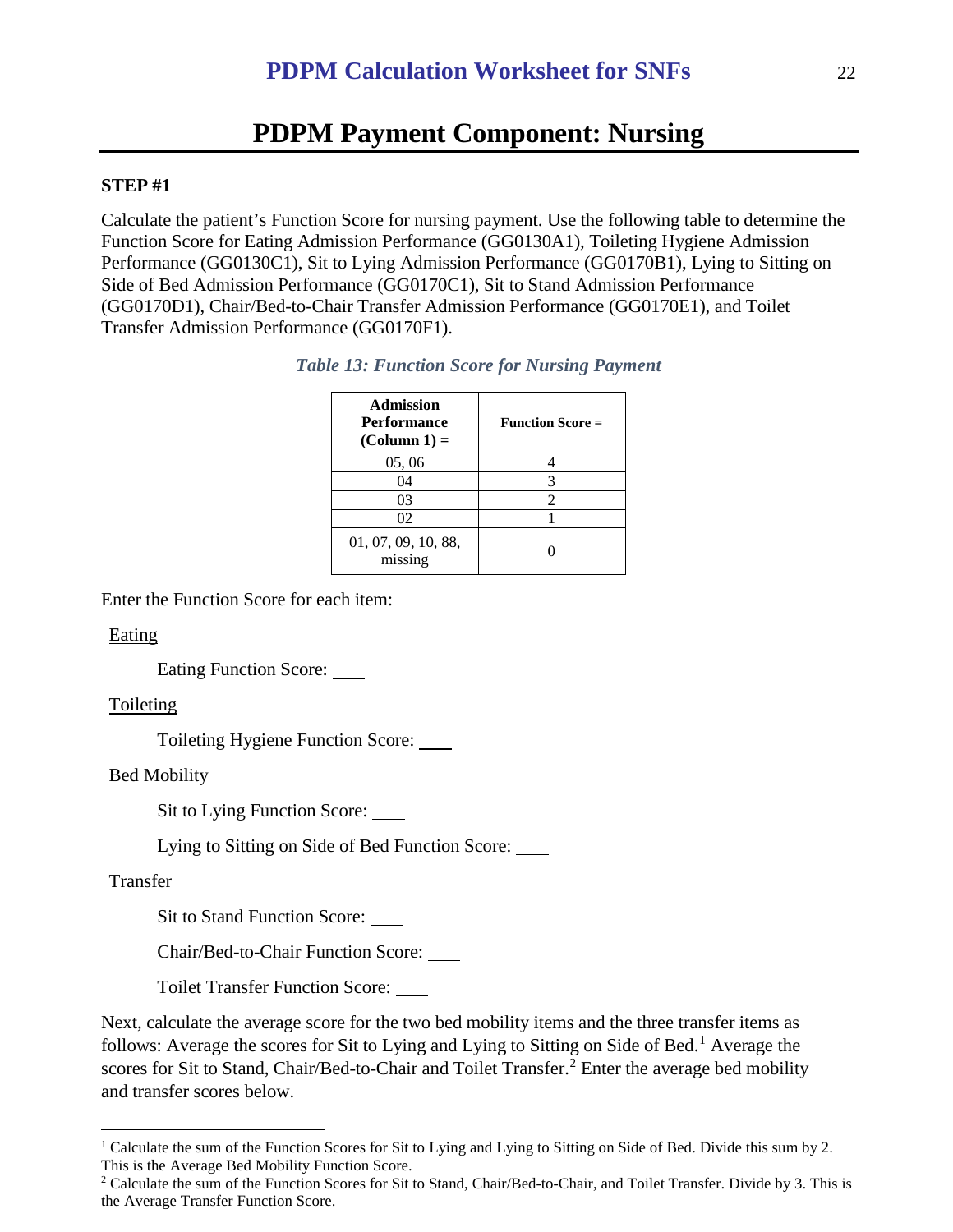# PDPM Payment Component: Nursing

**STEP #1**

Calculate the patient's Function Score for nursing payment. Use the following table to determine the Function Score for Eating Admission Performance (GG0130A1), Toileting Hygiene Admission Performance (GG0130C1), Sit to Lying Admission Performance (GG0170B1), Lying to Sitting on Side of Bed Admission Performance (GG0170C1), Sit to Stand Admission Performance (GG0170D1), Chair/Bed-to-Chair Transfer Admission Performance (GG0170E1), and Toilet Transfer Admission Performance (GG0170F1).

*Table 13: Function Score for Nursing Payment*

| Admission Performance (Column 1) = | Function Score = |
|---|---|
| 05, 06 | 4 |
| 04 | 3 |
| 03 | 2 |
| 02 | 1 |
| 01, 07, 09, 10, 88, missing | 0 |

Enter the Function Score for each item:

Eating

Eating Function Score: ___

Toileting

Toileting Hygiene Function Score: ___

Bed Mobility

Sit to Lying Function Score: ___

Lying to Sitting on Side of Bed Function Score: ___

Transfer

Sit to Stand Function Score: ___

Chair/Bed-to-Chair Function Score: ___

Toilet Transfer Function Score: ___

Next, calculate the average score for the two bed mobility items and the three transfer items as follows: Average the scores for Sit to Lying and Lying to Sitting on Side of Bed.[1] Average the scores for Sit to Stand, Chair/Bed-to-Chair and Toilet Transfer.[2] Enter the average bed mobility and transfer scores below.

[1] Calculate the sum of the Function Scores for Sit to Lying and Lying to Sitting on Side of Bed. Divide this sum by 2. This is the Average Bed Mobility Function Score.

[2] Calculate the sum of the Function Scores for Sit to Stand, Chair/Bed-to-Chair, and Toilet Transfer. Divide by 3. This is the Average Transfer Function Score.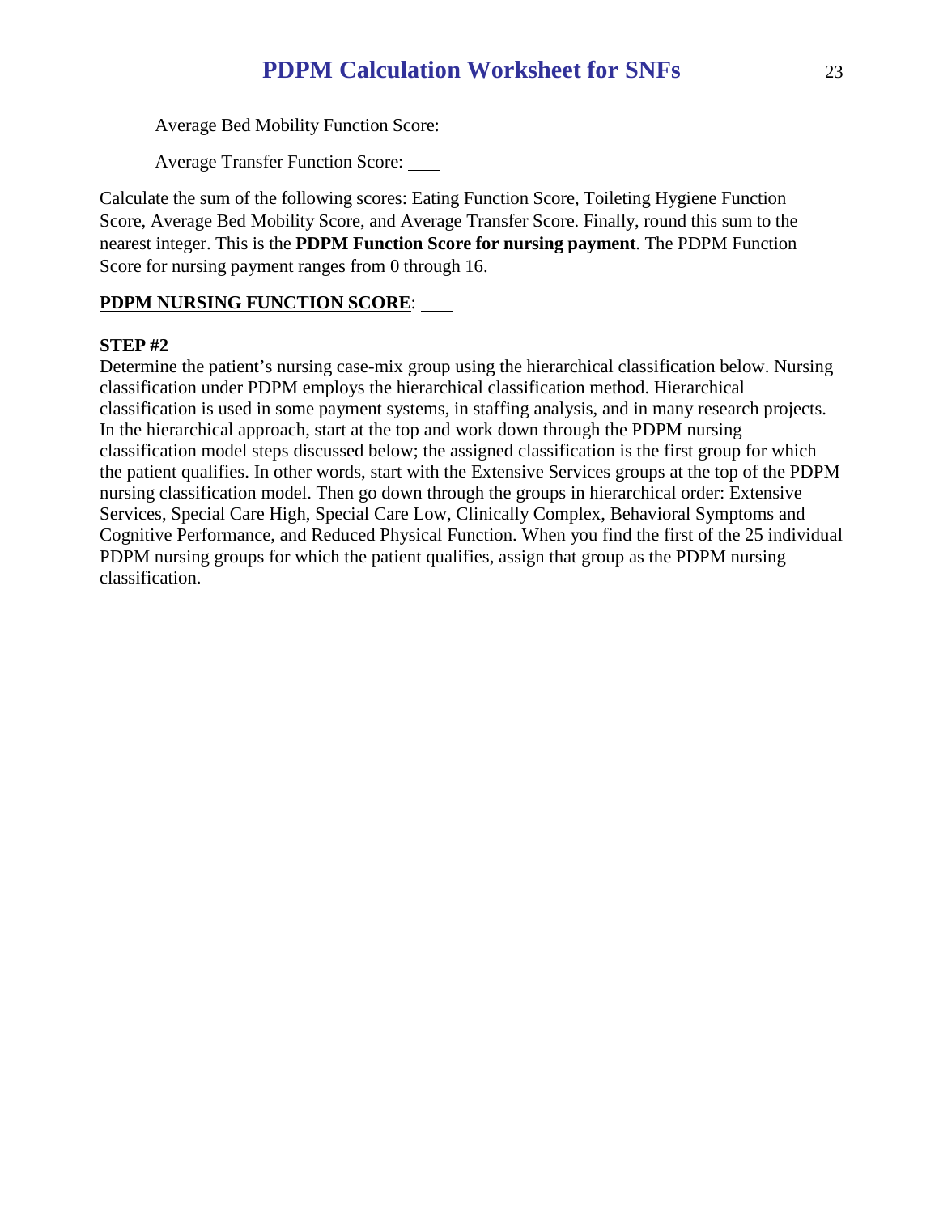Average Bed Mobility Function Score: ____

Average Transfer Function Score: ____

Calculate the sum of the following scores: Eating Function Score, Toileting Hygiene Function Score, Average Bed Mobility Score, and Average Transfer Score. Finally, round this sum to the nearest integer. This is the **PDPM Function Score for nursing payment**. The PDPM Function Score for nursing payment ranges from 0 through 16.

**PDPM NURSING FUNCTION SCORE**: ____

**STEP #2**

Determine the patient's nursing case-mix group using the hierarchical classification below. Nursing classification under PDPM employs the hierarchical classification method. Hierarchical classification is used in some payment systems, in staffing analysis, and in many research projects. In the hierarchical approach, start at the top and work down through the PDPM nursing classification model steps discussed below; the assigned classification is the first group for which the patient qualifies. In other words, start with the Extensive Services groups at the top of the PDPM nursing classification model. Then go down through the groups in hierarchical order: Extensive Services, Special Care High, Special Care Low, Clinically Complex, Behavioral Symptoms and Cognitive Performance, and Reduced Physical Function. When you find the first of the 25 individual PDPM nursing groups for which the patient qualifies, assign that group as the PDPM nursing classification.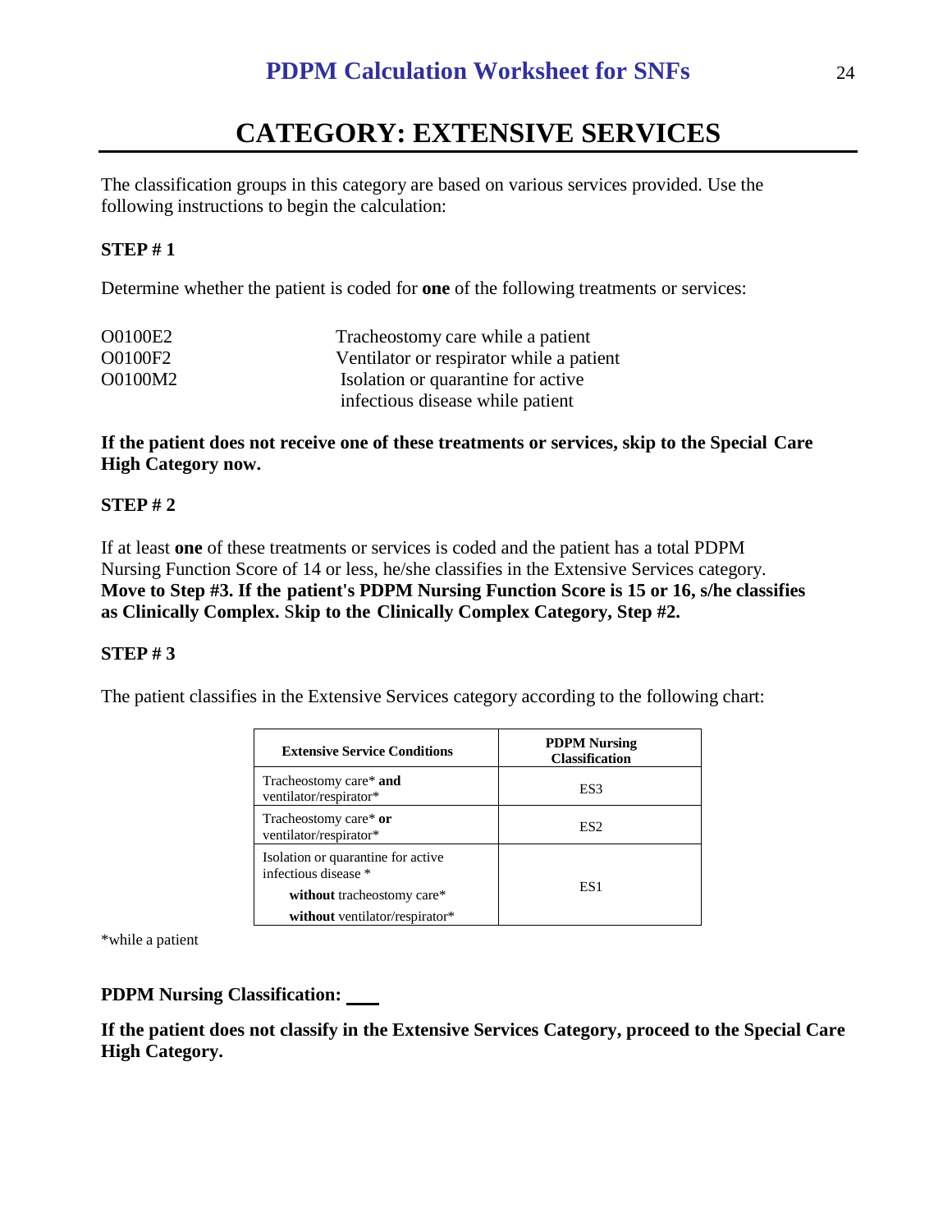# CATEGORY: EXTENSIVE SERVICES

The classification groups in this category are based on various services provided. Use the following instructions to begin the calculation:

**STEP # 1**

Determine whether the patient is coded for **one** of the following treatments or services:

| | |
|---|---|
| O0100E2 | Tracheostomy care while a patient |
| O0100F2 | Ventilator or respirator while a patient |
| O0100M2 | Isolation or quarantine for active infectious disease while patient |

**If the patient does not receive one of these treatments or services, skip to the Special Care High Category now.**

**STEP # 2**

If at least **one** of these treatments or services is coded and the patient has a total PDPM Nursing Function Score of 14 or less, he/she classifies in the Extensive Services category. **Move to Step #3. If the patient's PDPM Nursing Function Score is 15 or 16, s/he classifies as Clinically Complex. Skip to the Clinically Complex Category, Step #2.**

**STEP # 3**

The patient classifies in the Extensive Services category according to the following chart:

| Extensive Service Conditions | PDPM Nursing Classification |
|---|---|
| Tracheostomy care* **and** ventilator/respirator* | ES3 |
| Tracheostomy care* **or** ventilator/respirator* | ES2 |
| Isolation or quarantine for active infectious disease * **without** tracheostomy care* **without** ventilator/respirator* | ES1 |

*while a patient

**PDPM Nursing Classification: \_\_\_**

**If the patient does not classify in the Extensive Services Category, proceed to the Special Care High Category.**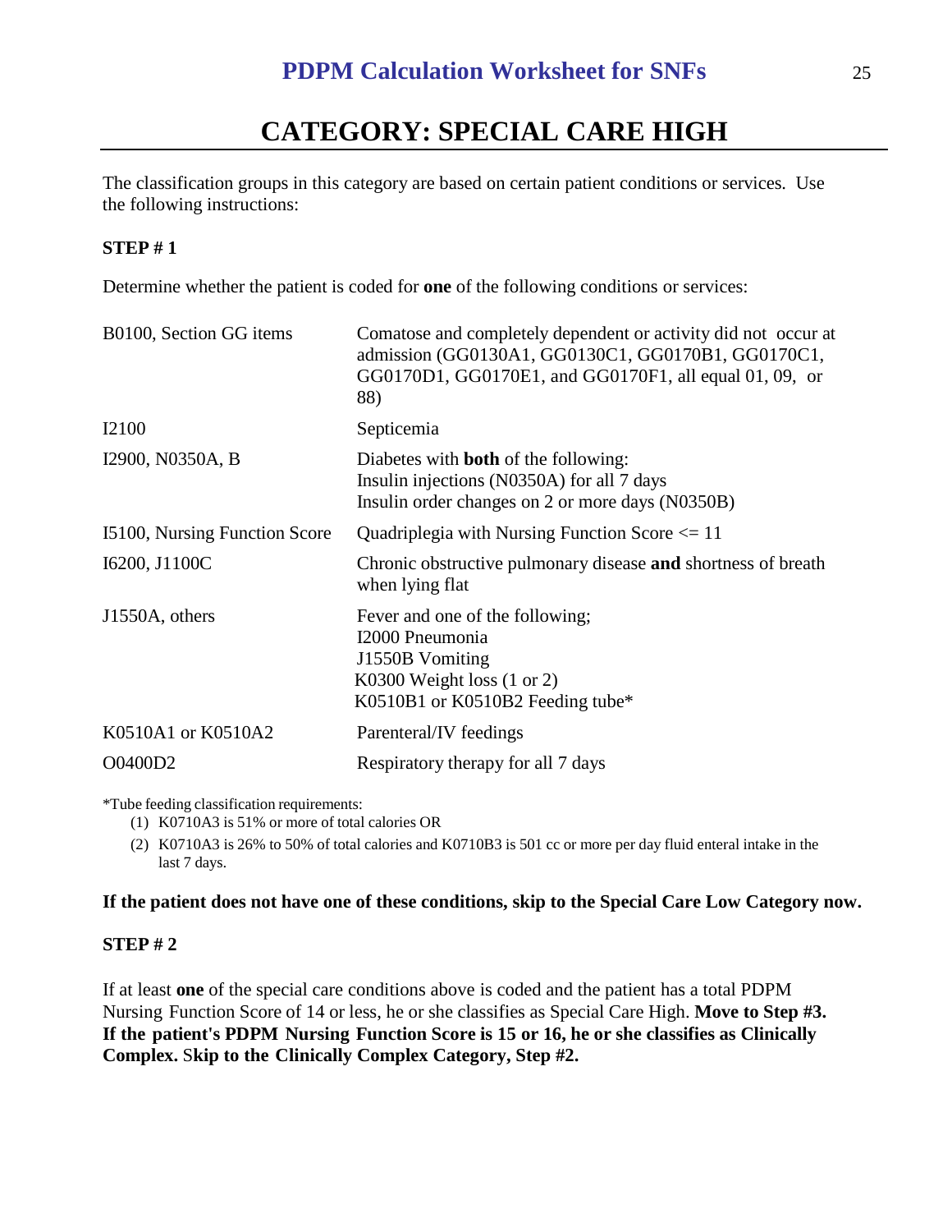# CATEGORY: SPECIAL CARE HIGH

The classification groups in this category are based on certain patient conditions or services. Use the following instructions:

**STEP # 1**

Determine whether the patient is coded for **one** of the following conditions or services:

| | |
|---|---|
| B0100, Section GG items | Comatose and completely dependent or activity did not occur at admission (GG0130A1, GG0130C1, GG0170B1, GG0170C1, GG0170D1, GG0170E1, and GG0170F1, all equal 01, 09, or 88) |
| I2100 | Septicemia |
| I2900, N0350A, B | Diabetes with **both** of the following:<br>Insulin injections (N0350A) for all 7 days<br>Insulin order changes on 2 or more days (N0350B) |
| I5100, Nursing Function Score | Quadriplegia with Nursing Function Score <= 11 |
| I6200, J1100C | Chronic obstructive pulmonary disease **and** shortness of breath when lying flat |
| J1550A, others | Fever and one of the following;<br>I2000 Pneumonia<br>J1550B Vomiting<br>K0300 Weight loss (1 or 2)<br>K0510B1 or K0510B2 Feeding tube* |
| K0510A1 or K0510A2 | Parenteral/IV feedings |
| O0400D2 | Respiratory therapy for all 7 days |

*Tube feeding classification requirements:

1. K0710A3 is 51% or more of total calories OR
2. K0710A3 is 26% to 50% of total calories and K0710B3 is 501 cc or more per day fluid enteral intake in the last 7 days.

**If the patient does not have one of these conditions, skip to the Special Care Low Category now.**

**STEP # 2**

If at least **one** of the special care conditions above is coded and the patient has a total PDPM Nursing Function Score of 14 or less, he or she classifies as Special Care High. **Move to Step #3. If the patient's PDPM Nursing Function Score is 15 or 16, he or she classifies as Clinically Complex. Skip to the Clinically Complex Category, Step #2.**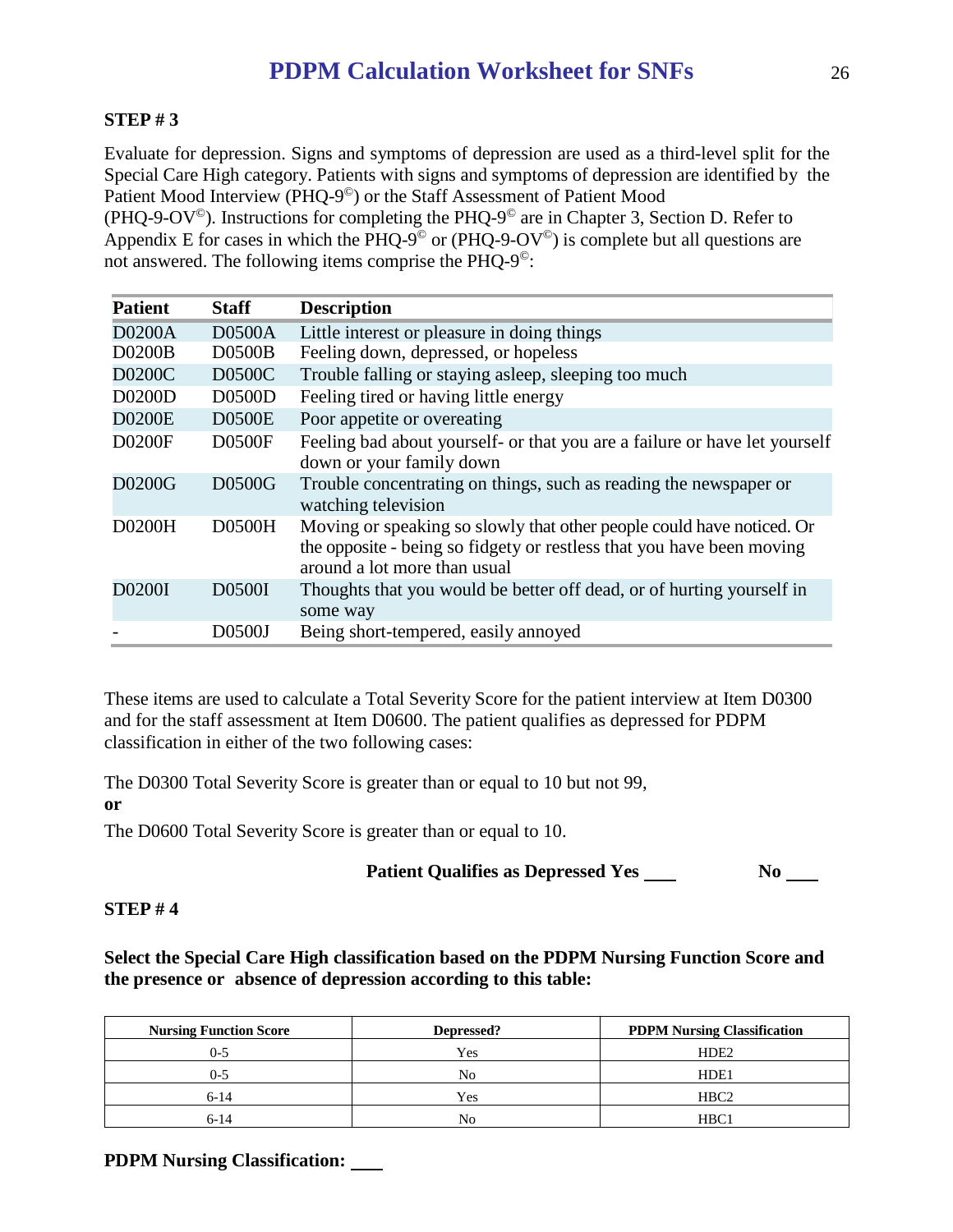# PDPM Calculation Worksheet for SNFs

**STEP # 3**

Evaluate for depression. Signs and symptoms of depression are used as a third-level split for the Special Care High category. Patients with signs and symptoms of depression are identified by the Patient Mood Interview (PHQ-9©) or the Staff Assessment of Patient Mood (PHQ-9-OV©). Instructions for completing the PHQ-9© are in Chapter 3, Section D. Refer to Appendix E for cases in which the PHQ-9© or (PHQ-9-OV©) is complete but all questions are not answered. The following items comprise the PHQ-9©:

| Patient | Staff | Description |
|---|---|---|
| D0200A | D0500A | Little interest or pleasure in doing things |
| D0200B | D0500B | Feeling down, depressed, or hopeless |
| D0200C | D0500C | Trouble falling or staying asleep, sleeping too much |
| D0200D | D0500D | Feeling tired or having little energy |
| D0200E | D0500E | Poor appetite or overeating |
| D0200F | D0500F | Feeling bad about yourself- or that you are a failure or have let yourself down or your family down |
| D0200G | D0500G | Trouble concentrating on things, such as reading the newspaper or watching television |
| D0200H | D0500H | Moving or speaking so slowly that other people could have noticed. Or the opposite - being so fidgety or restless that you have been moving around a lot more than usual |
| D0200I | D0500I | Thoughts that you would be better off dead, or of hurting yourself in some way |
| - | D0500J | Being short-tempered, easily annoyed |

These items are used to calculate a Total Severity Score for the patient interview at Item D0300 and for the staff assessment at Item D0600. The patient qualifies as depressed for PDPM classification in either of the two following cases:

The D0300 Total Severity Score is greater than or equal to 10 but not 99,
**or**
The D0600 Total Severity Score is greater than or equal to 10.

**Patient Qualifies as Depressed Yes ___ No ___**

**STEP # 4**

**Select the Special Care High classification based on the PDPM Nursing Function Score and the presence or absence of depression according to this table:**

| Nursing Function Score | Depressed? | PDPM Nursing Classification |
|---|---|---|
| 0-5 | Yes | HDE2 |
| 0-5 | No | HDE1 |
| 6-14 | Yes | HBC2 |
| 6-14 | No | HBC1 |

**PDPM Nursing Classification: ___**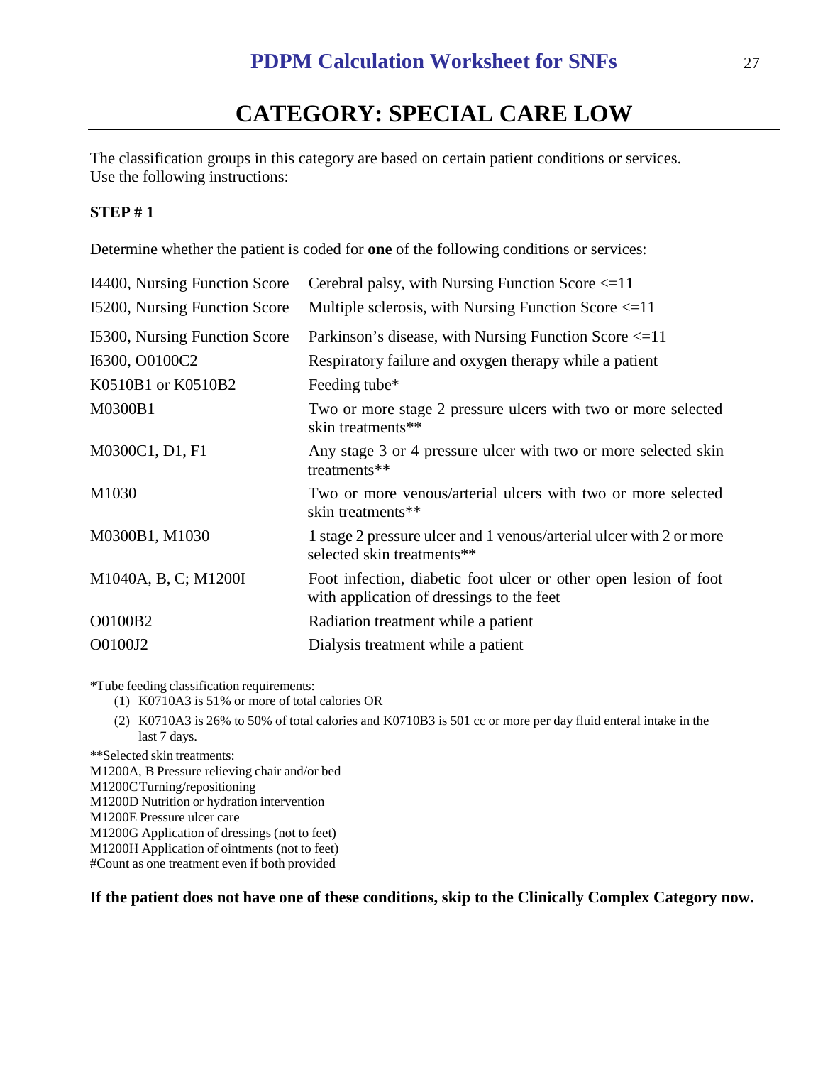# CATEGORY: SPECIAL CARE LOW

The classification groups in this category are based on certain patient conditions or services. Use the following instructions:

**STEP # 1**

Determine whether the patient is coded for **one** of the following conditions or services:

| | |
|---|---|
| I4400, Nursing Function Score | Cerebral palsy, with Nursing Function Score <=11 |
| I5200, Nursing Function Score | Multiple sclerosis, with Nursing Function Score <=11 |
| I5300, Nursing Function Score | Parkinson's disease, with Nursing Function Score <=11 |
| I6300, O0100C2 | Respiratory failure and oxygen therapy while a patient |
| K0510B1 or K0510B2 | Feeding tube* |
| M0300B1 | Two or more stage 2 pressure ulcers with two or more selected skin treatments** |
| M0300C1, D1, F1 | Any stage 3 or 4 pressure ulcer with two or more selected skin treatments** |
| M1030 | Two or more venous/arterial ulcers with two or more selected skin treatments** |
| M0300B1, M1030 | 1 stage 2 pressure ulcer and 1 venous/arterial ulcer with 2 or more selected skin treatments** |
| M1040A, B, C; M1200I | Foot infection, diabetic foot ulcer or other open lesion of foot with application of dressings to the feet |
| O0100B2 | Radiation treatment while a patient |
| O0100J2 | Dialysis treatment while a patient |

*Tube feeding classification requirements:

(1) K0710A3 is 51% or more of total calories OR

(2) K0710A3 is 26% to 50% of total calories and K0710B3 is 501 cc or more per day fluid enteral intake in the last 7 days.

**Selected skin treatments:
M1200A, B Pressure relieving chair and/or bed
M1200C Turning/repositioning
M1200D Nutrition or hydration intervention
M1200E Pressure ulcer care
M1200G Application of dressings (not to feet)
M1200H Application of ointments (not to feet)
#Count as one treatment even if both provided

**If the patient does not have one of these conditions, skip to the Clinically Complex Category now.**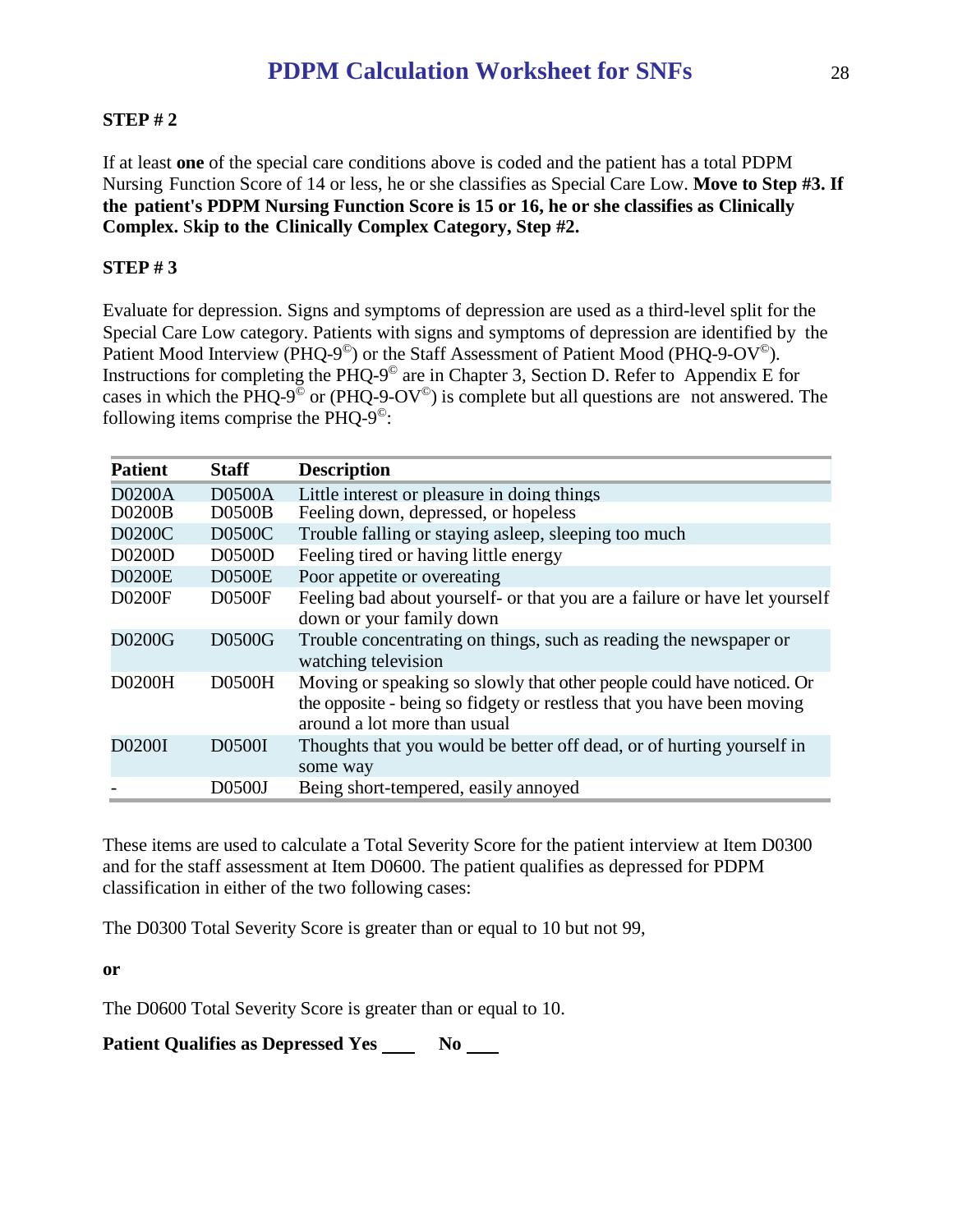**STEP # 2**

If at least **one** of the special care conditions above is coded and the patient has a total PDPM Nursing Function Score of 14 or less, he or she classifies as Special Care Low. **Move to Step #3. If the patient's PDPM Nursing Function Score is 15 or 16, he or she classifies as Clinically Complex.** S**kip to the Clinically Complex Category, Step #2.**

**STEP # 3**

Evaluate for depression. Signs and symptoms of depression are used as a third-level split for the Special Care Low category. Patients with signs and symptoms of depression are identified by the Patient Mood Interview (PHQ-9©) or the Staff Assessment of Patient Mood (PHQ-9-OV©). Instructions for completing the PHQ-9© are in Chapter 3, Section D. Refer to Appendix E for cases in which the PHQ-9© or (PHQ-9-OV©) is complete but all questions are not answered. The following items comprise the PHQ-9©:

| Patient | Staff | Description |
|---|---|---|
| D0200A | D0500A | Little interest or pleasure in doing things |
| D0200B | D0500B | Feeling down, depressed, or hopeless |
| D0200C | D0500C | Trouble falling or staying asleep, sleeping too much |
| D0200D | D0500D | Feeling tired or having little energy |
| D0200E | D0500E | Poor appetite or overeating |
| D0200F | D0500F | Feeling bad about yourself- or that you are a failure or have let yourself down or your family down |
| D0200G | D0500G | Trouble concentrating on things, such as reading the newspaper or watching television |
| D0200H | D0500H | Moving or speaking so slowly that other people could have noticed. Or the opposite - being so fidgety or restless that you have been moving around a lot more than usual |
| D0200I | D0500I | Thoughts that you would be better off dead, or of hurting yourself in some way |
| - | D0500J | Being short-tempered, easily annoyed |

These items are used to calculate a Total Severity Score for the patient interview at Item D0300 and for the staff assessment at Item D0600. The patient qualifies as depressed for PDPM classification in either of the two following cases:

The D0300 Total Severity Score is greater than or equal to 10 but not 99,

**or**

The D0600 Total Severity Score is greater than or equal to 10.

**Patient Qualifies as Depressed Yes \_\_\_\_ No \_\_\_\_**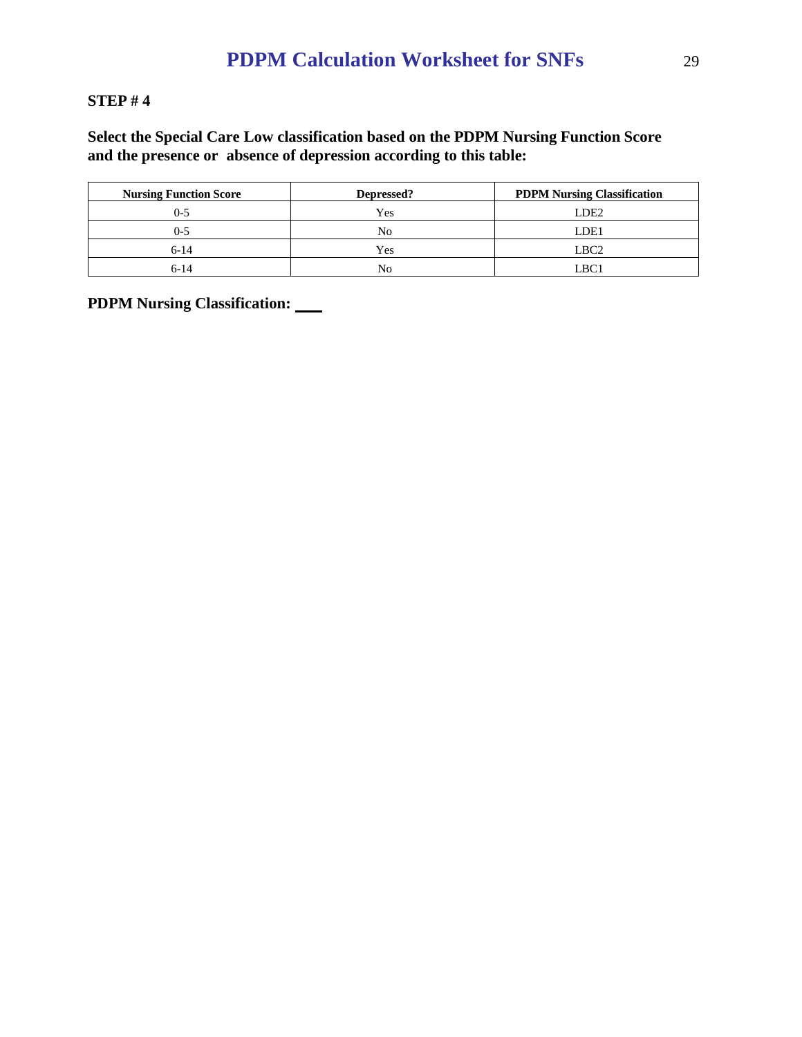**STEP # 4**

**Select the Special Care Low classification based on the PDPM Nursing Function Score and the presence or absence of depression according to this table:**

| Nursing Function Score | Depressed? | PDPM Nursing Classification |
|---|---|---|
| 0-5 | Yes | LDE2 |
| 0-5 | No | LDE1 |
| 6-14 | Yes | LBC2 |
| 6-14 | No | LBC1 |

**PDPM Nursing Classification: ___**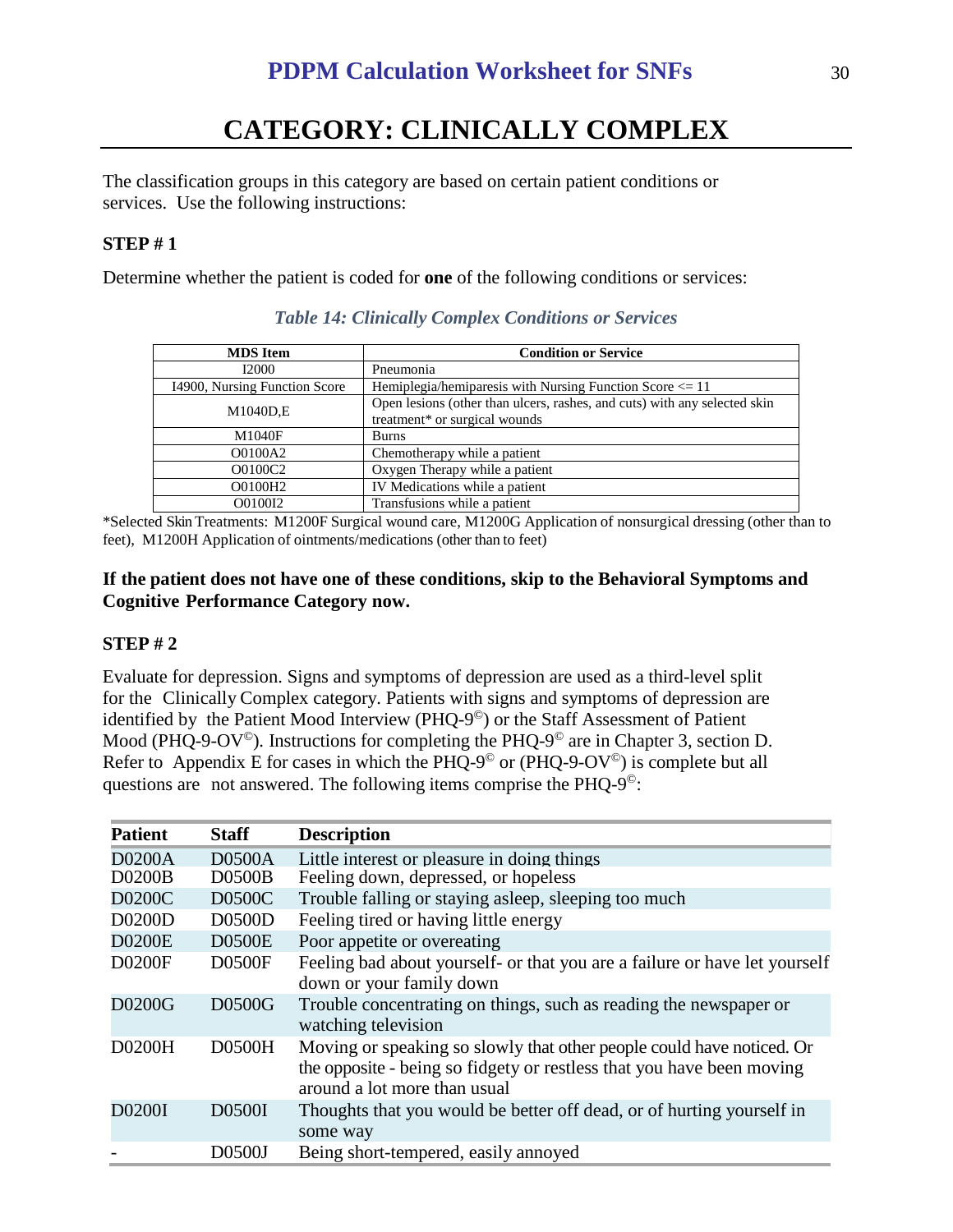# CATEGORY: CLINICALLY COMPLEX

The classification groups in this category are based on certain patient conditions or services. Use the following instructions:

### STEP # 1

Determine whether the patient is coded for **one** of the following conditions or services:

*Table 14: Clinically Complex Conditions or Services*

| MDS Item | Condition or Service |
|---|---|
| I2000 | Pneumonia |
| I4900, Nursing Function Score | Hemiplegia/hemiparesis with Nursing Function Score <= 11 |
| M1040D,E | Open lesions (other than ulcers, rashes, and cuts) with any selected skin treatment* or surgical wounds |
| M1040F | Burns |
| O0100A2 | Chemotherapy while a patient |
| O0100C2 | Oxygen Therapy while a patient |
| O0100H2 | IV Medications while a patient |
| O0100I2 | Transfusions while a patient |

*Selected Skin Treatments: M1200F Surgical wound care, M1200G Application of nonsurgical dressing (other than to feet), M1200H Application of ointments/medications (other than to feet)

**If the patient does not have one of these conditions, skip to the Behavioral Symptoms and Cognitive Performance Category now.**

### STEP # 2

Evaluate for depression. Signs and symptoms of depression are used as a third-level split for the Clinically Complex category. Patients with signs and symptoms of depression are identified by the Patient Mood Interview (PHQ-9©) or the Staff Assessment of Patient Mood (PHQ-9-OV©). Instructions for completing the PHQ-9© are in Chapter 3, section D. Refer to Appendix E for cases in which the PHQ-9© or (PHQ-9-OV©) is complete but all questions are not answered. The following items comprise the PHQ-9©:

| Patient | Staff | Description |
|---|---|---|
| D0200A | D0500A | Little interest or pleasure in doing things |
| D0200B | D0500B | Feeling down, depressed, or hopeless |
| D0200C | D0500C | Trouble falling or staying asleep, sleeping too much |
| D0200D | D0500D | Feeling tired or having little energy |
| D0200E | D0500E | Poor appetite or overeating |
| D0200F | D0500F | Feeling bad about yourself- or that you are a failure or have let yourself down or your family down |
| D0200G | D0500G | Trouble concentrating on things, such as reading the newspaper or watching television |
| D0200H | D0500H | Moving or speaking so slowly that other people could have noticed. Or the opposite - being so fidgety or restless that you have been moving around a lot more than usual |
| D0200I | D0500I | Thoughts that you would be better off dead, or of hurting yourself in some way |
| - | D0500J | Being short-tempered, easily annoyed |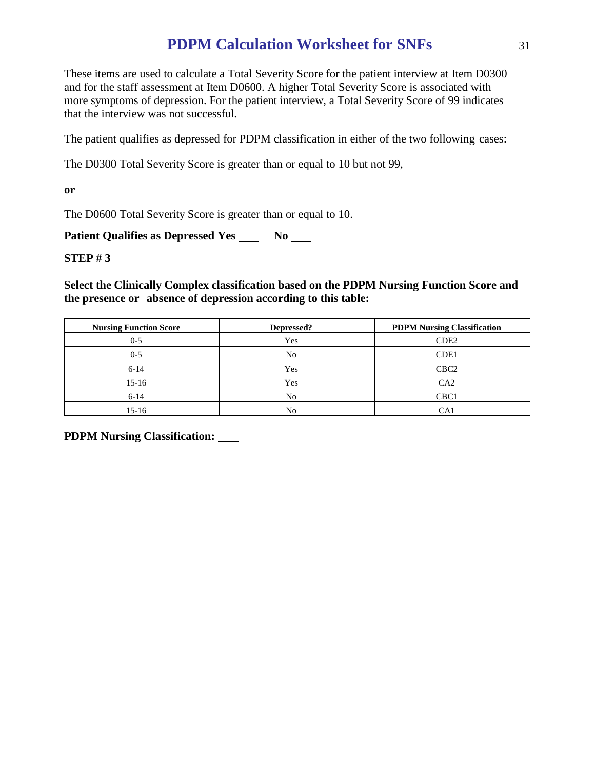These items are used to calculate a Total Severity Score for the patient interview at Item D0300 and for the staff assessment at Item D0600. A higher Total Severity Score is associated with more symptoms of depression. For the patient interview, a Total Severity Score of 99 indicates that the interview was not successful.

The patient qualifies as depressed for PDPM classification in either of the two following cases:

The D0300 Total Severity Score is greater than or equal to 10 but not 99,

**or**

The D0600 Total Severity Score is greater than or equal to 10.

**Patient Qualifies as Depressed Yes \_\_\_\_ No \_\_\_\_**

**STEP # 3**

**Select the Clinically Complex classification based on the PDPM Nursing Function Score and the presence or absence of depression according to this table:**

| Nursing Function Score | Depressed? | PDPM Nursing Classification |
|---|---|---|
| 0-5 | Yes | CDE2 |
| 0-5 | No | CDE1 |
| 6-14 | Yes | CBC2 |
| 15-16 | Yes | CA2 |
| 6-14 | No | CBC1 |
| 15-16 | No | CA1 |

**PDPM Nursing Classification: \_\_\_\_**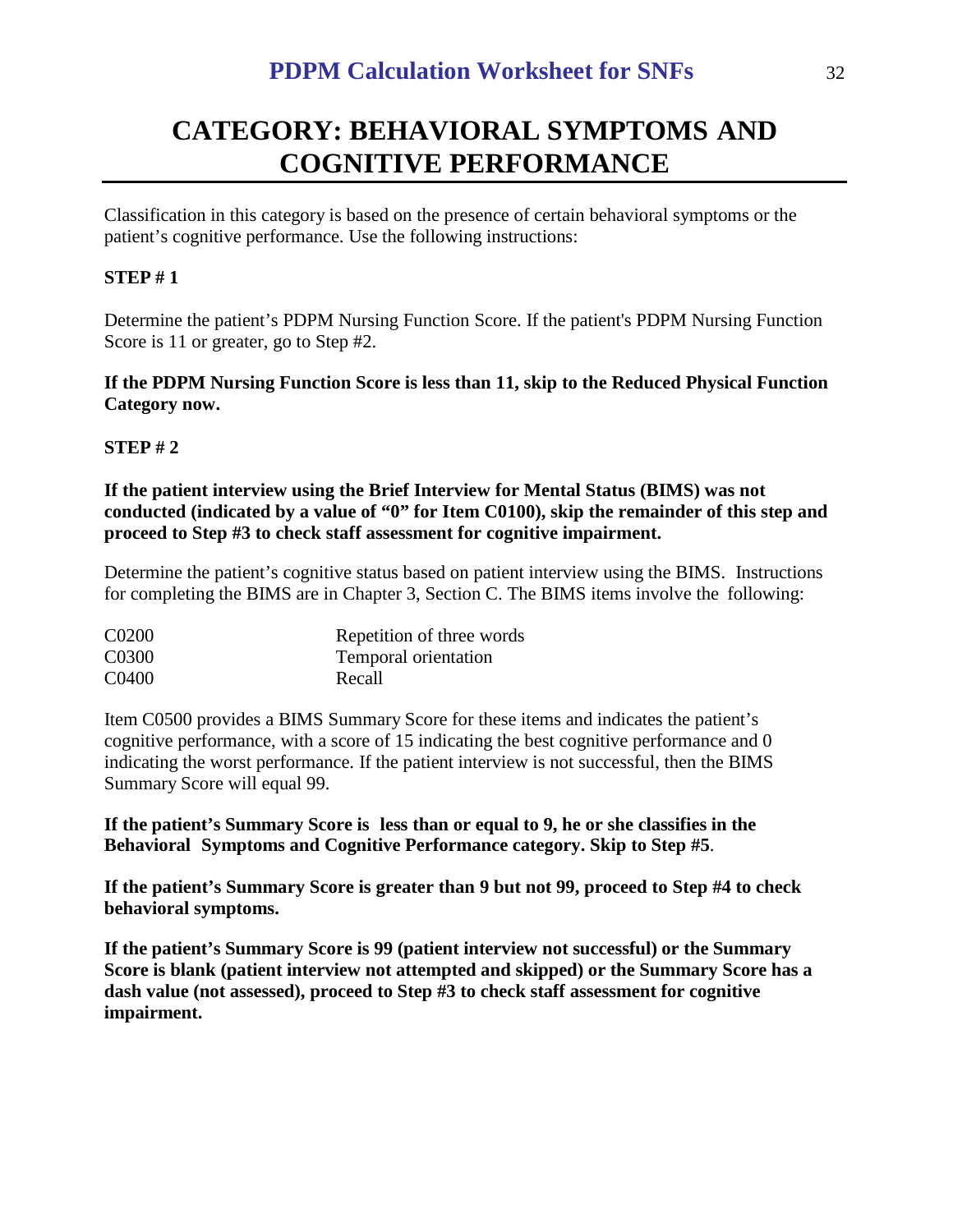# CATEGORY: BEHAVIORAL SYMPTOMS AND COGNITIVE PERFORMANCE

Classification in this category is based on the presence of certain behavioral symptoms or the patient's cognitive performance. Use the following instructions:

**STEP # 1**

Determine the patient's PDPM Nursing Function Score. If the patient's PDPM Nursing Function Score is 11 or greater, go to Step #2.

**If the PDPM Nursing Function Score is less than 11, skip to the Reduced Physical Function Category now.**

**STEP # 2**

**If the patient interview using the Brief Interview for Mental Status (BIMS) was not conducted (indicated by a value of "0" for Item C0100), skip the remainder of this step and proceed to Step #3 to check staff assessment for cognitive impairment.**

Determine the patient's cognitive status based on patient interview using the BIMS. Instructions for completing the BIMS are in Chapter 3, Section C. The BIMS items involve the following:

| | |
|---|---|
| C0200 | Repetition of three words |
| C0300 | Temporal orientation |
| C0400 | Recall |

Item C0500 provides a BIMS Summary Score for these items and indicates the patient's cognitive performance, with a score of 15 indicating the best cognitive performance and 0 indicating the worst performance. If the patient interview is not successful, then the BIMS Summary Score will equal 99.

**If the patient's Summary Score is less than or equal to 9, he or she classifies in the Behavioral Symptoms and Cognitive Performance category. Skip to Step #5**.

**If the patient's Summary Score is greater than 9 but not 99, proceed to Step #4 to check behavioral symptoms.**

**If the patient's Summary Score is 99 (patient interview not successful) or the Summary Score is blank (patient interview not attempted and skipped) or the Summary Score has a dash value (not assessed), proceed to Step #3 to check staff assessment for cognitive impairment.**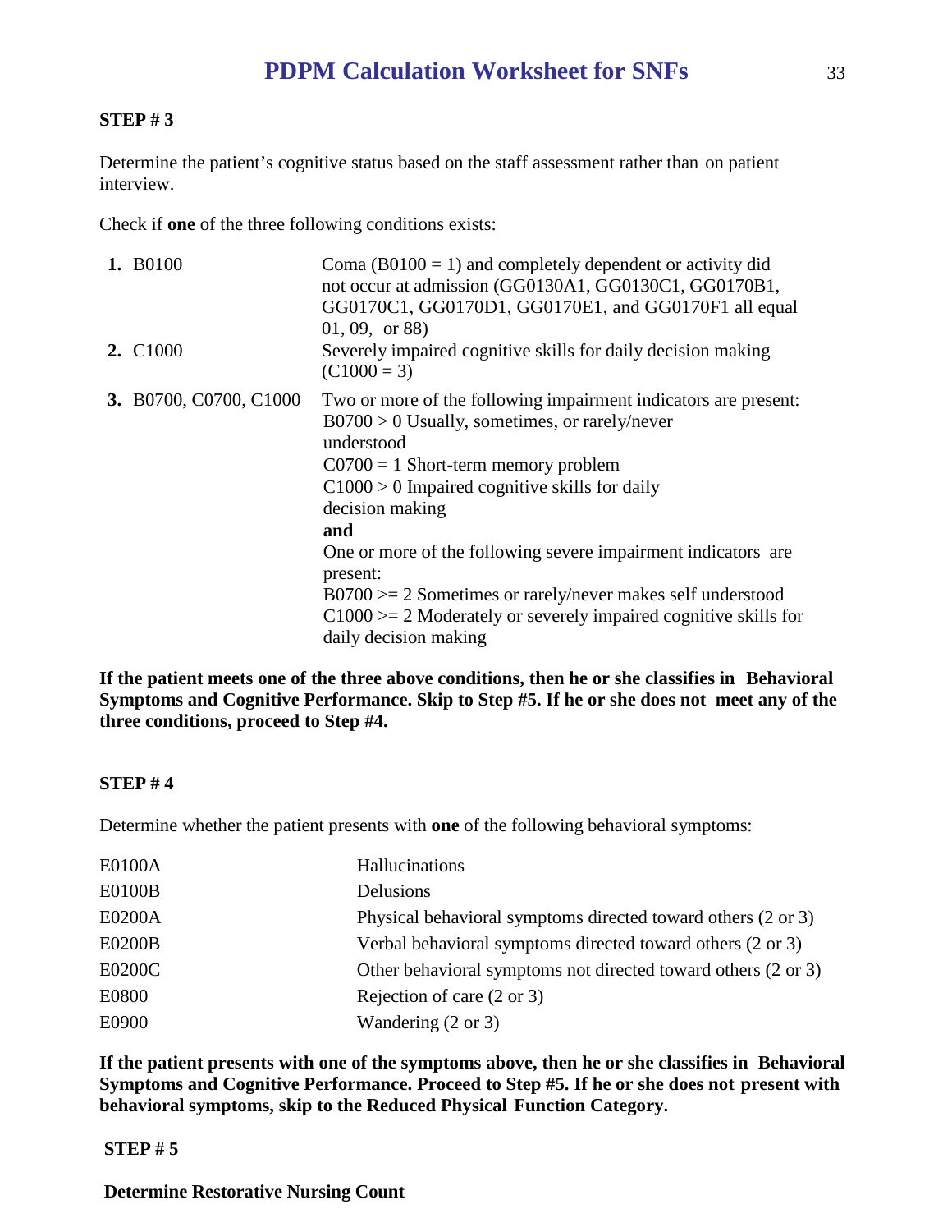**STEP # 3**

Determine the patient's cognitive status based on the staff assessment rather than on patient interview.

Check if **one** of the three following conditions exists:

| | |
|---|---|
| **1.** B0100 | Coma (B0100 = 1) and completely dependent or activity did not occur at admission (GG0130A1, GG0130C1, GG0170B1, GG0170C1, GG0170D1, GG0170E1, and GG0170F1 all equal 01, 09, or 88) |
| **2.** C1000 | Severely impaired cognitive skills for daily decision making (C1000 = 3) |
| **3.** B0700, C0700, C1000 | Two or more of the following impairment indicators are present:<br>B0700 > 0 Usually, sometimes, or rarely/never understood<br>C0700 = 1 Short-term memory problem<br>C1000 > 0 Impaired cognitive skills for daily decision making<br>**and**<br>One or more of the following severe impairment indicators are present:<br>B0700 >= 2 Sometimes or rarely/never makes self understood<br>C1000 >= 2 Moderately or severely impaired cognitive skills for daily decision making |

**If the patient meets one of the three above conditions, then he or she classifies in Behavioral Symptoms and Cognitive Performance. Skip to Step #5. If he or she does not meet any of the three conditions, proceed to Step #4.**

**STEP # 4**

Determine whether the patient presents with **one** of the following behavioral symptoms:

| | |
|---|---|
| E0100A | Hallucinations |
| E0100B | Delusions |
| E0200A | Physical behavioral symptoms directed toward others (2 or 3) |
| E0200B | Verbal behavioral symptoms directed toward others (2 or 3) |
| E0200C | Other behavioral symptoms not directed toward others (2 or 3) |
| E0800 | Rejection of care (2 or 3) |
| E0900 | Wandering (2 or 3) |

**If the patient presents with one of the symptoms above, then he or she classifies in Behavioral Symptoms and Cognitive Performance. Proceed to Step #5. If he or she does not present with behavioral symptoms, skip to the Reduced Physical Function Category.**

**STEP # 5**

**Determine Restorative Nursing Count**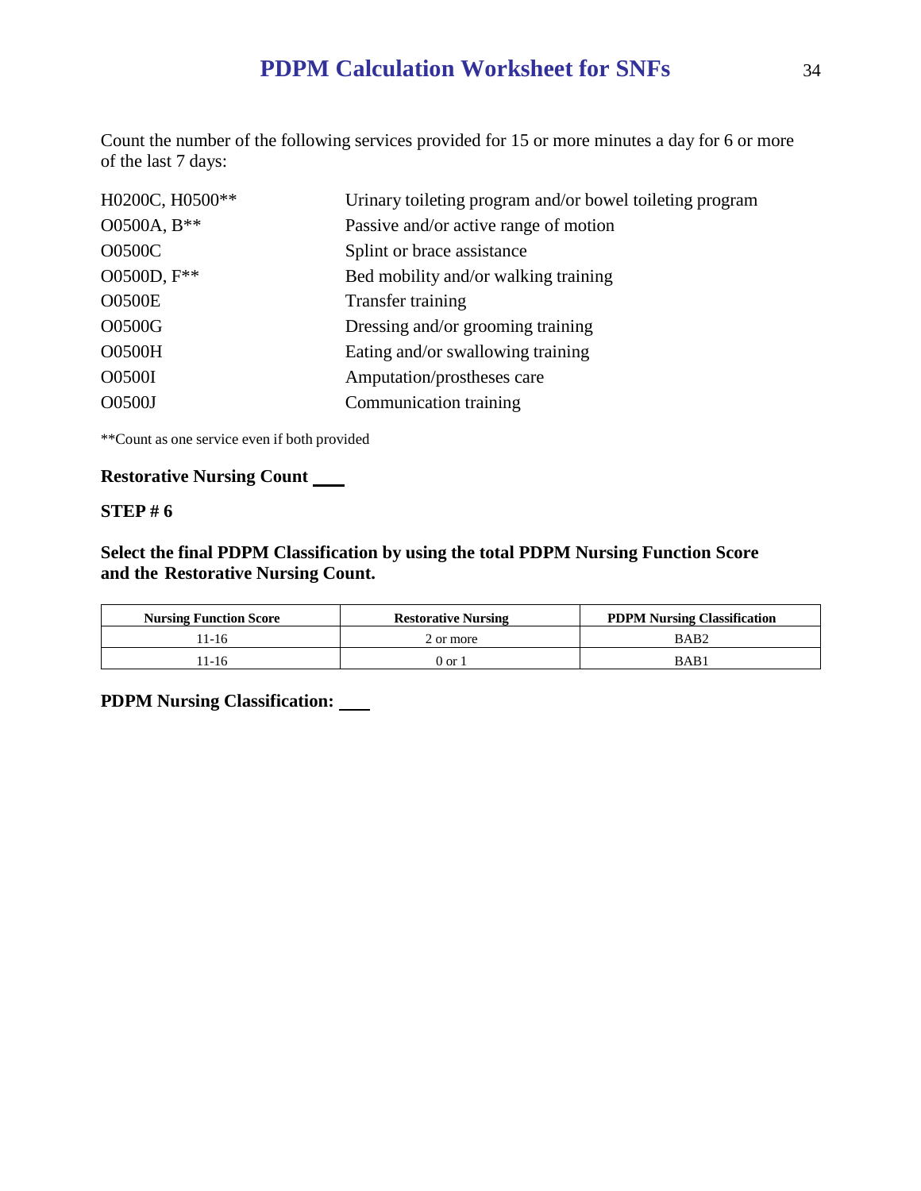Count the number of the following services provided for 15 or more minutes a day for 6 or more of the last 7 days:

| | |
|---|---|
| H0200C, H0500** | Urinary toileting program and/or bowel toileting program |
| O0500A, B** | Passive and/or active range of motion |
| O0500C | Splint or brace assistance |
| O0500D, F** | Bed mobility and/or walking training |
| O0500E | Transfer training |
| O0500G | Dressing and/or grooming training |
| O0500H | Eating and/or swallowing training |
| O0500I | Amputation/prostheses care |
| O0500J | Communication training |

**Count as one service even if both provided

**Restorative Nursing Count ___**

**STEP # 6**

**Select the final PDPM Classification by using the total PDPM Nursing Function Score and the Restorative Nursing Count.**

| Nursing Function Score | Restorative Nursing | PDPM Nursing Classification |
|---|---|---|
| 11-16 | 2 or more | BAB2 |
| 11-16 | 0 or 1 | BAB1 |

**PDPM Nursing Classification: ___**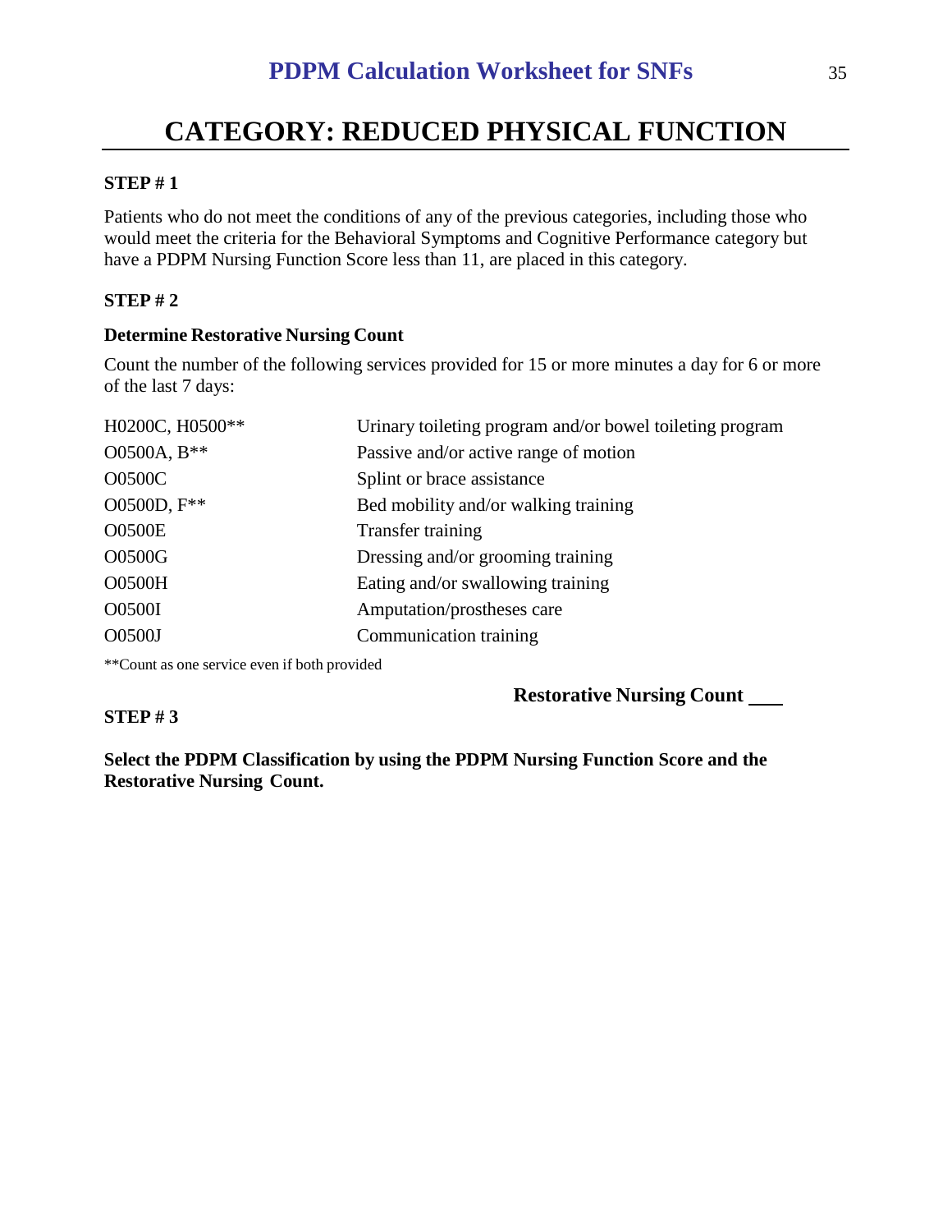# CATEGORY: REDUCED PHYSICAL FUNCTION

**STEP # 1**

Patients who do not meet the conditions of any of the previous categories, including those who would meet the criteria for the Behavioral Symptoms and Cognitive Performance category but have a PDPM Nursing Function Score less than 11, are placed in this category.

**STEP # 2**

**Determine Restorative Nursing Count**

Count the number of the following services provided for 15 or more minutes a day for 6 or more of the last 7 days:

| | |
|---|---|
| H0200C, H0500** | Urinary toileting program and/or bowel toileting program |
| O0500A, B** | Passive and/or active range of motion |
| O0500C | Splint or brace assistance |
| O0500D, F** | Bed mobility and/or walking training |
| O0500E | Transfer training |
| O0500G | Dressing and/or grooming training |
| O0500H | Eating and/or swallowing training |
| O0500I | Amputation/prostheses care |
| O0500J | Communication training |

**Count as one service even if both provided

**Restorative Nursing Count ___**

**STEP # 3**

**Select the PDPM Classification by using the PDPM Nursing Function Score and the Restorative Nursing Count.**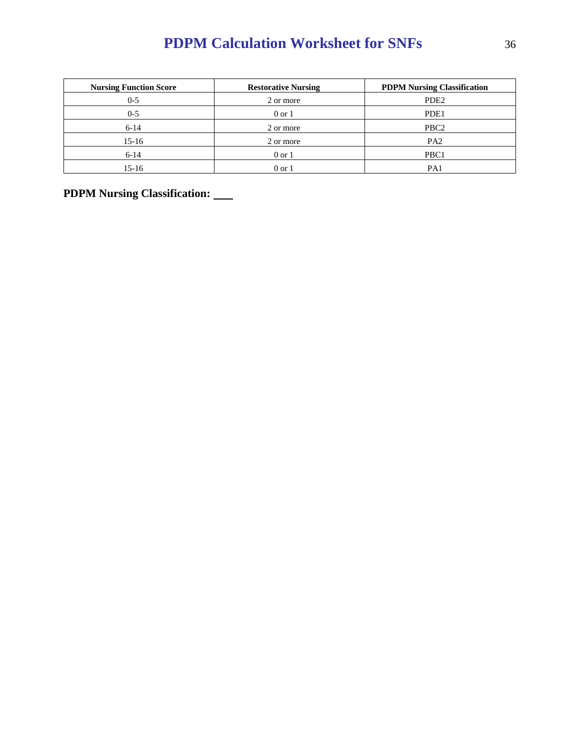| Nursing Function Score | Restorative Nursing | PDPM Nursing Classification |
| --- | --- | --- |
| 0-5 | 2 or more | PDE2 |
| 0-5 | 0 or 1 | PDE1 |
| 6-14 | 2 or more | PBC2 |
| 15-16 | 2 or more | PA2 |
| 6-14 | 0 or 1 | PBC1 |
| 15-16 | 0 or 1 | PA1 |

**PDPM Nursing Classification: ___**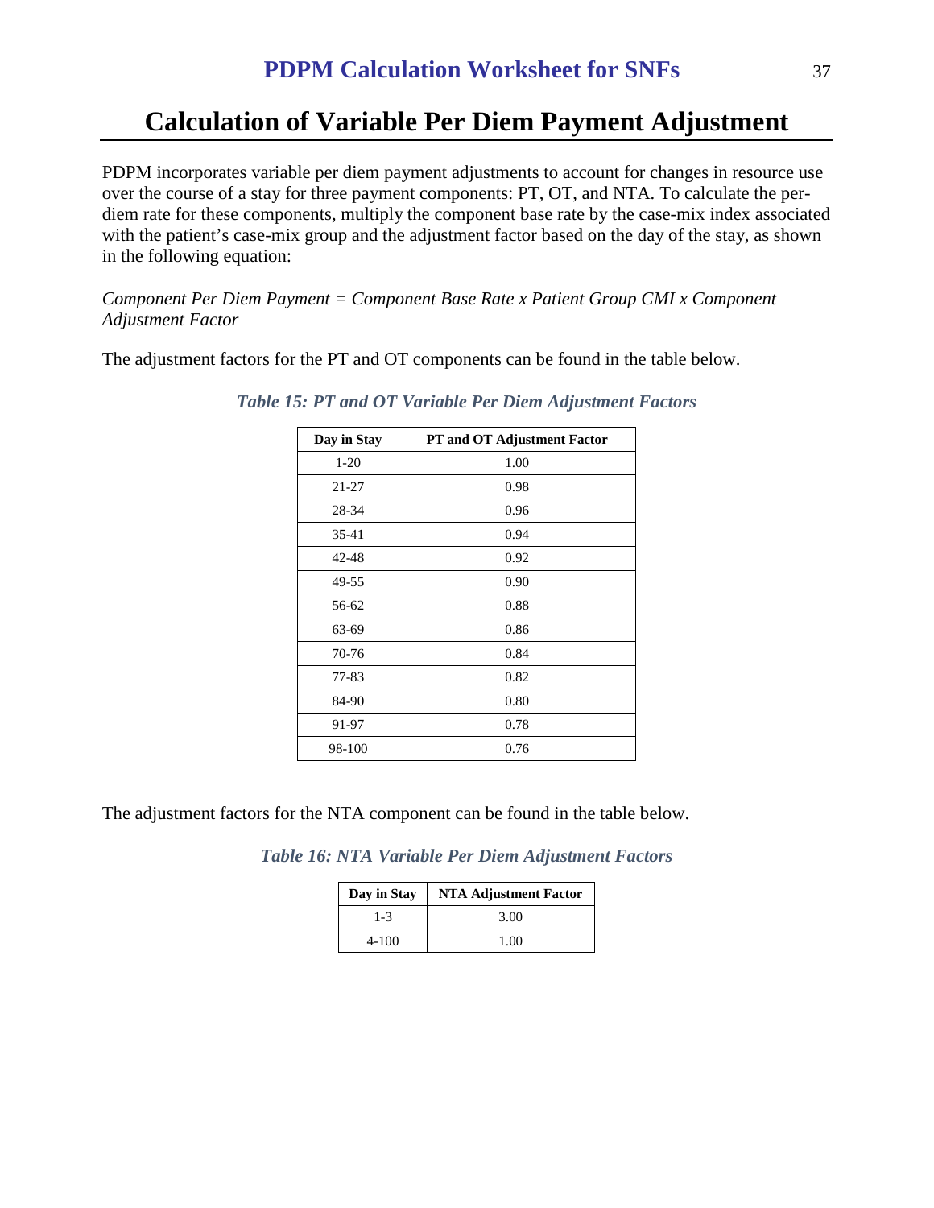# Calculation of Variable Per Diem Payment Adjustment

PDPM incorporates variable per diem payment adjustments to account for changes in resource use over the course of a stay for three payment components: PT, OT, and NTA. To calculate the per-diem rate for these components, multiply the component base rate by the case-mix index associated with the patient's case-mix group and the adjustment factor based on the day of the stay, as shown in the following equation:

*Component Per Diem Payment = Component Base Rate x Patient Group CMI x Component Adjustment Factor*

The adjustment factors for the PT and OT components can be found in the table below.

***Table 15: PT and OT Variable Per Diem Adjustment Factors***

| Day in Stay | PT and OT Adjustment Factor |
|---|---|
| 1-20 | 1.00 |
| 21-27 | 0.98 |
| 28-34 | 0.96 |
| 35-41 | 0.94 |
| 42-48 | 0.92 |
| 49-55 | 0.90 |
| 56-62 | 0.88 |
| 63-69 | 0.86 |
| 70-76 | 0.84 |
| 77-83 | 0.82 |
| 84-90 | 0.80 |
| 91-97 | 0.78 |
| 98-100 | 0.76 |

The adjustment factors for the NTA component can be found in the table below.

***Table 16: NTA Variable Per Diem Adjustment Factors***

| Day in Stay | NTA Adjustment Factor |
|---|---|
| 1-3 | 3.00 |
| 4-100 | 1.00 |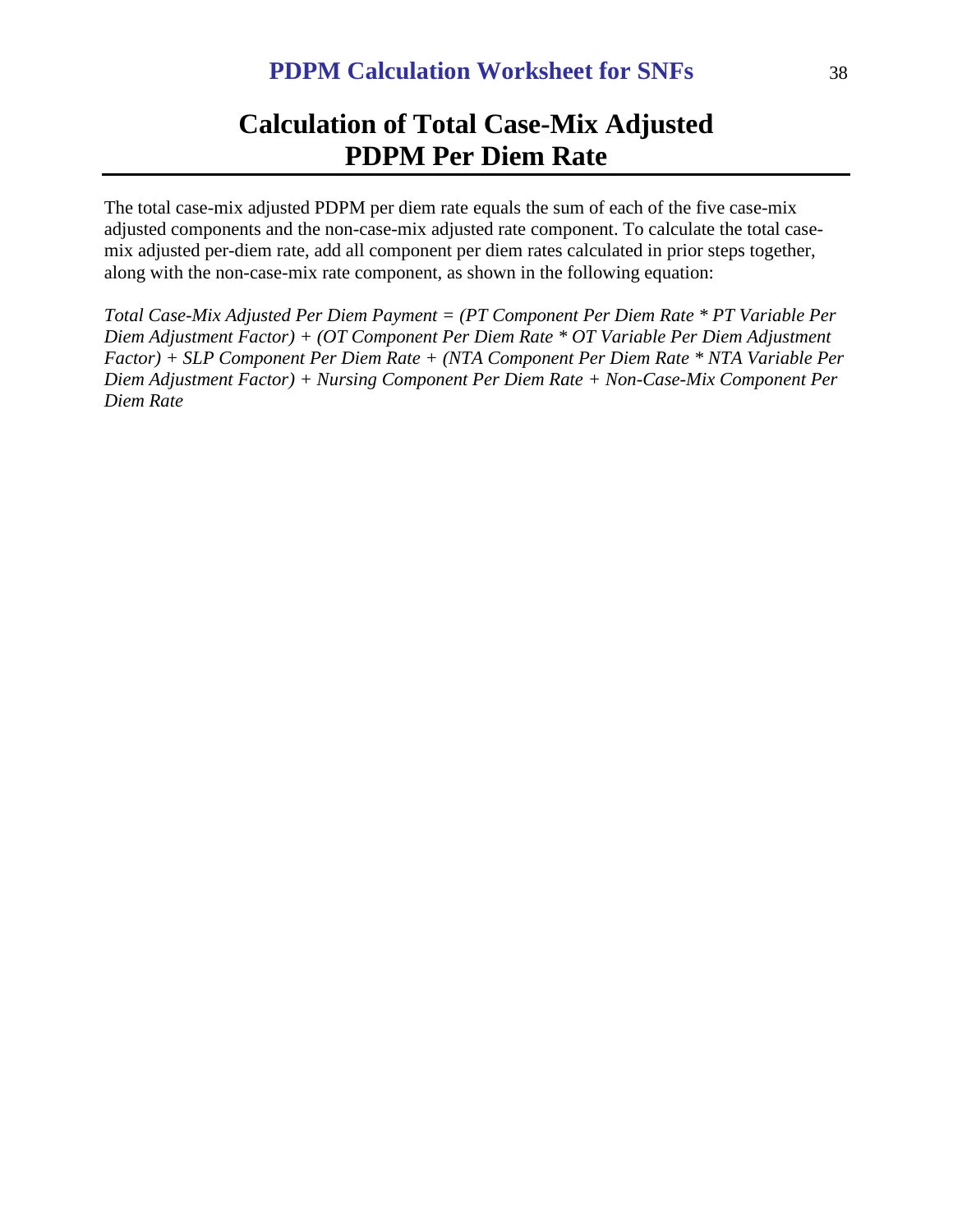# Calculation of Total Case-Mix Adjusted PDPM Per Diem Rate

The total case-mix adjusted PDPM per diem rate equals the sum of each of the five case-mix adjusted components and the non-case-mix adjusted rate component. To calculate the total case-mix adjusted per-diem rate, add all component per diem rates calculated in prior steps together, along with the non-case-mix rate component, as shown in the following equation:

*Total Case-Mix Adjusted Per Diem Payment = (PT Component Per Diem Rate * PT Variable Per Diem Adjustment Factor) + (OT Component Per Diem Rate * OT Variable Per Diem Adjustment Factor) + SLP Component Per Diem Rate + (NTA Component Per Diem Rate * NTA Variable Per Diem Adjustment Factor) + Nursing Component Per Diem Rate + Non-Case-Mix Component Per Diem Rate*